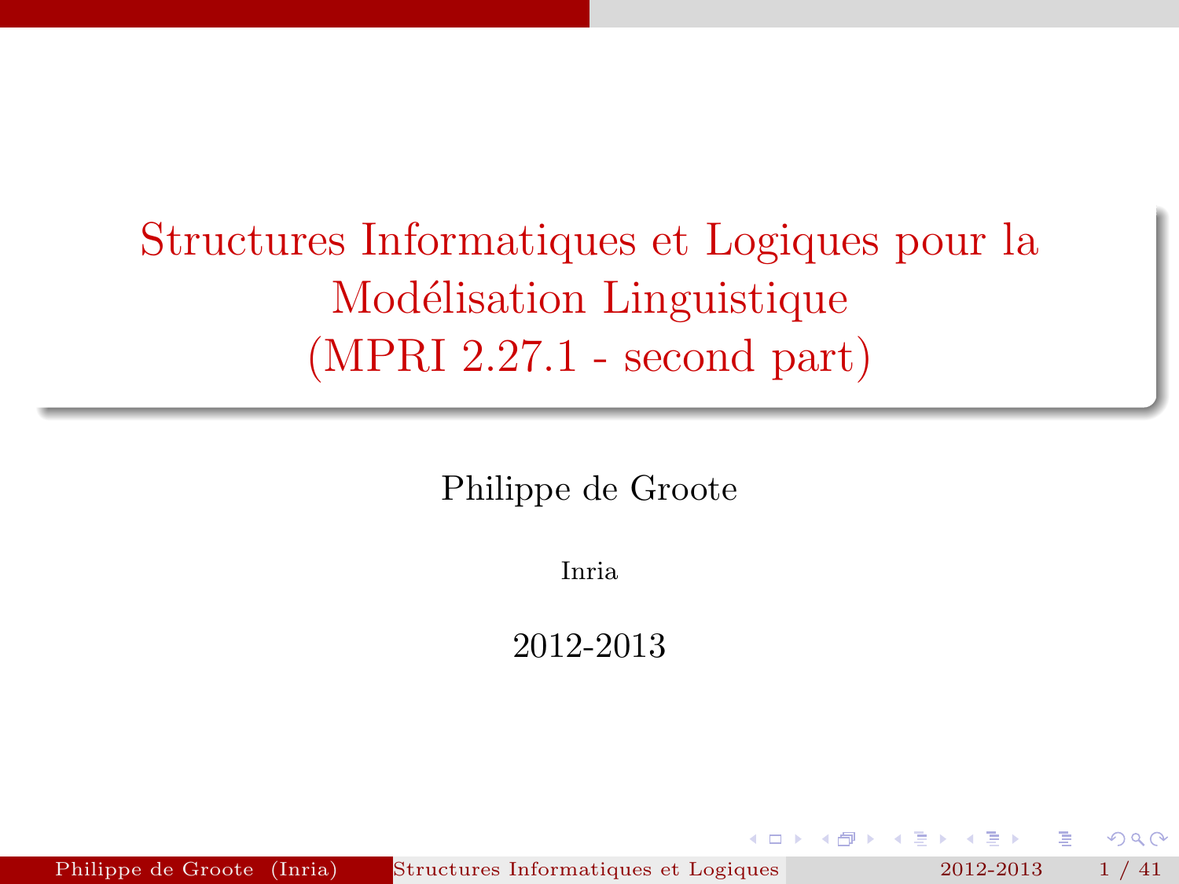# Structures Informatiques et Logiques pour la Modélisation Linguistique (MPRI 2.27.1 - second part)

Philippe de Groote

Inria

2012-2013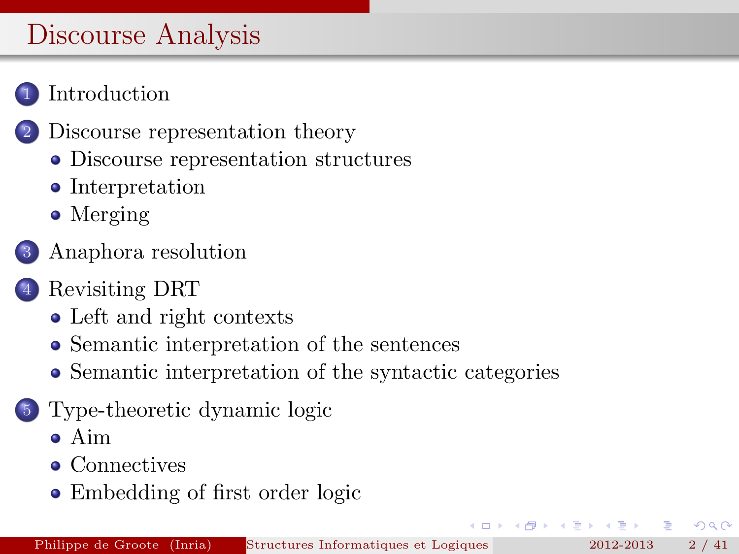# Discourse Analysis

1. Introduction
2. Discourse representation theory
   - Discourse representation structures
   - Interpretation
   - Merging
3. Anaphora resolution
4. Revisiting DRT
   - Left and right contexts
   - Semantic interpretation of the sentences
   - Semantic interpretation of the syntactic categories
5. Type-theoretic dynamic logic
   - Aim
   - Connectives
   - Embedding of first order logic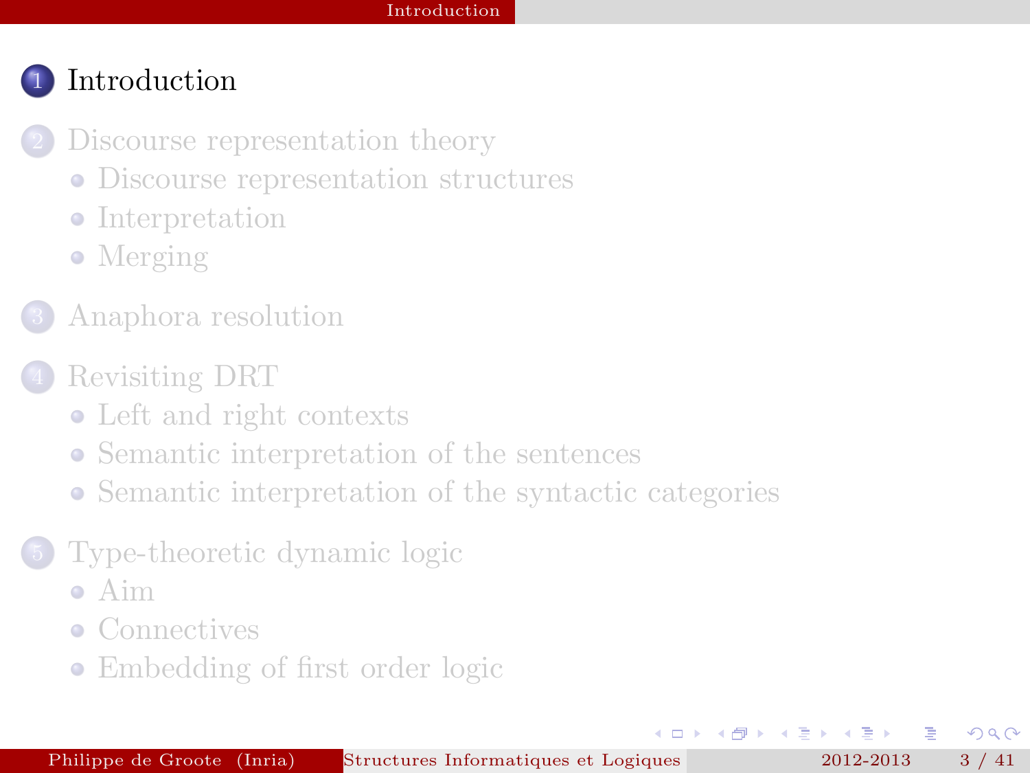1. Introduction
2. Discourse representation theory
   - Discourse representation structures
   - Interpretation
   - Merging
3. Anaphora resolution
4. Revisiting DRT
   - Left and right contexts
   - Semantic interpretation of the sentences
   - Semantic interpretation of the syntactic categories
5. Type-theoretic dynamic logic
   - Aim
   - Connectives
   - Embedding of first order logic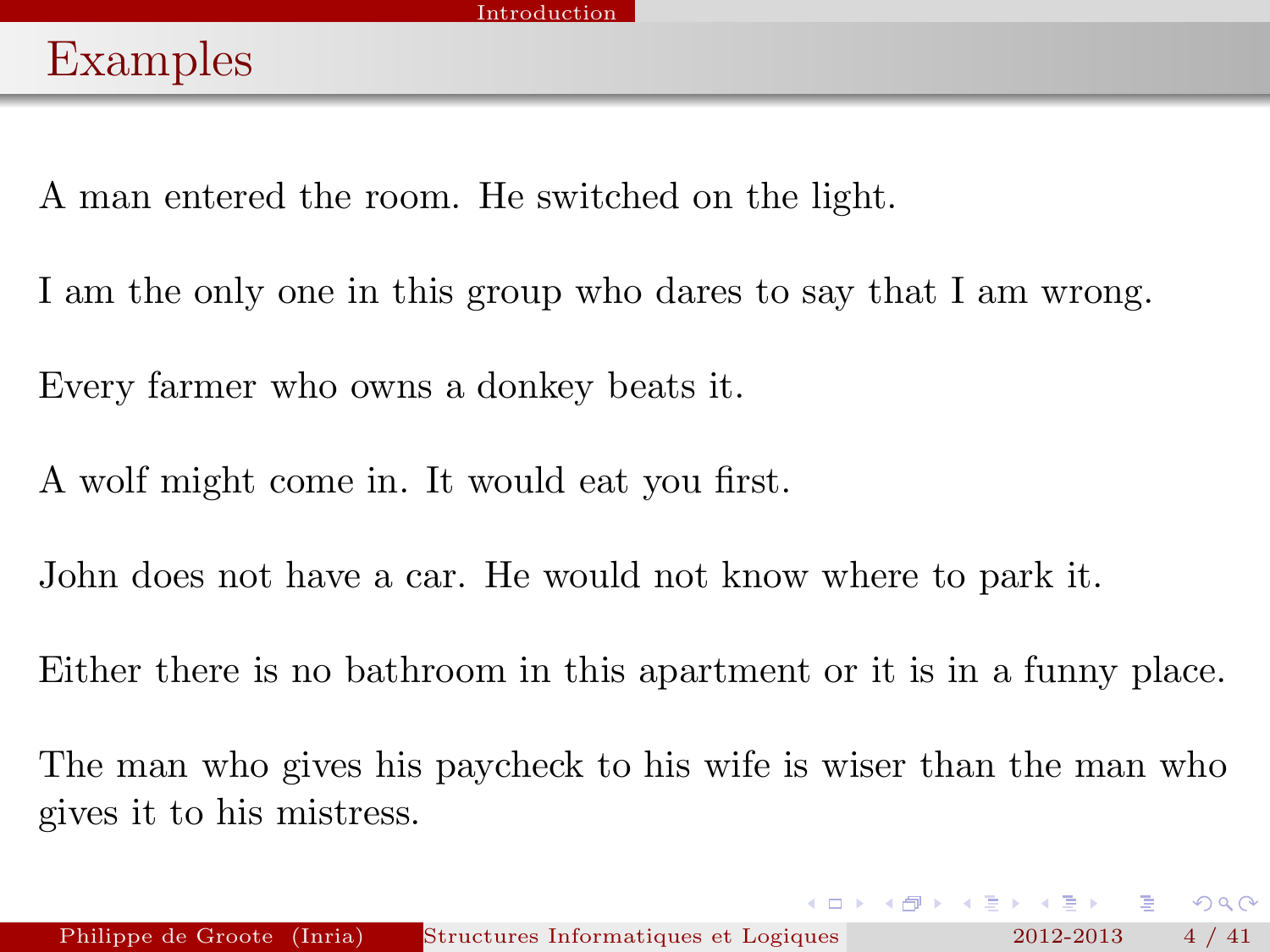# Examples

A man entered the room. He switched on the light.

I am the only one in this group who dares to say that I am wrong.

Every farmer who owns a donkey beats it.

A wolf might come in. It would eat you first.

John does not have a car. He would not know where to park it.

Either there is no bathroom in this apartment or it is in a funny place.

The man who gives his paycheck to his wife is wiser than the man who gives it to his mistress.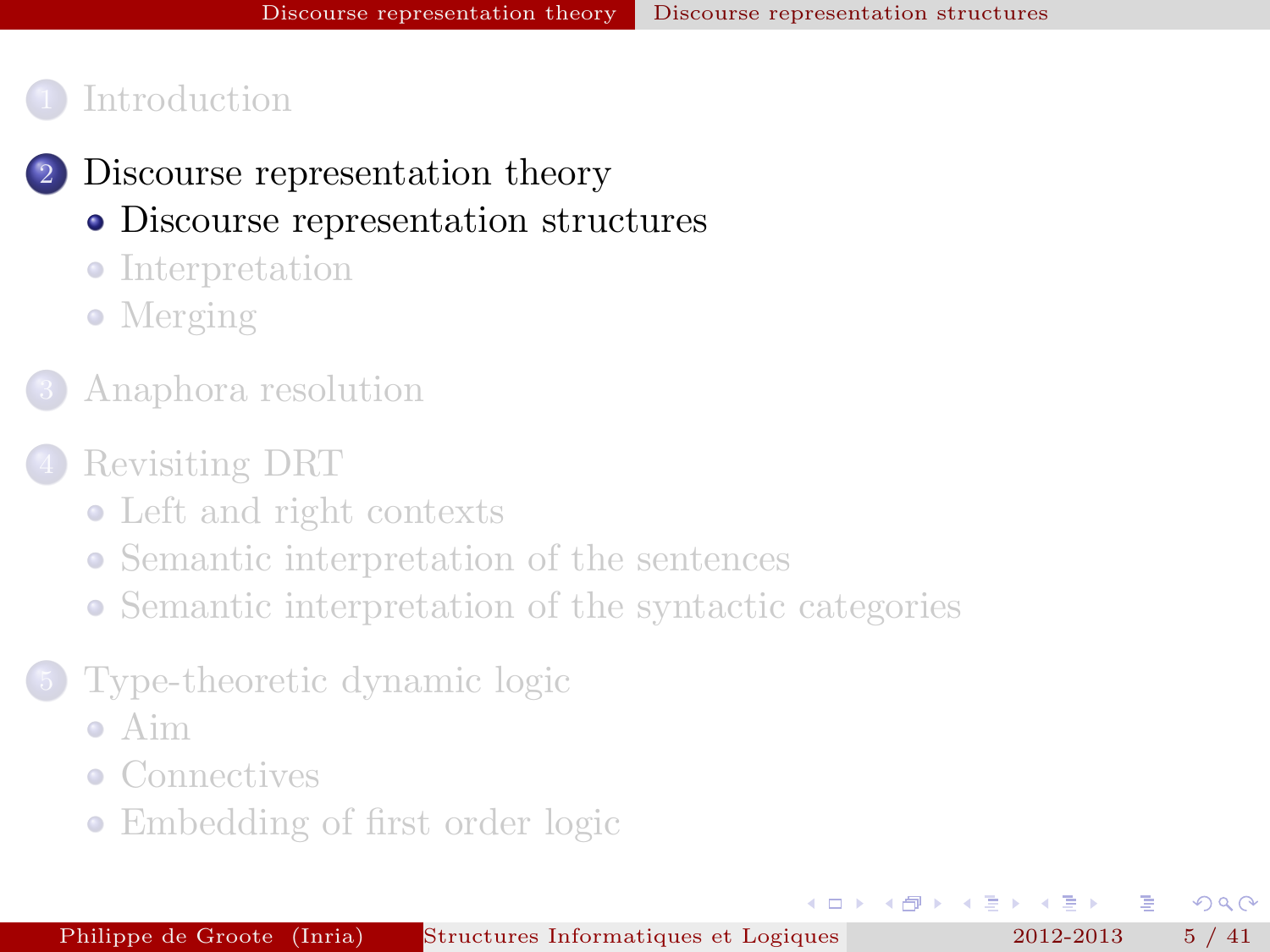1. Introduction
2. Discourse representation theory
   - Discourse representation structures
   - Interpretation
   - Merging
3. Anaphora resolution
4. Revisiting DRT
   - Left and right contexts
   - Semantic interpretation of the sentences
   - Semantic interpretation of the syntactic categories
5. Type-theoretic dynamic logic
   - Aim
   - Connectives
   - Embedding of first order logic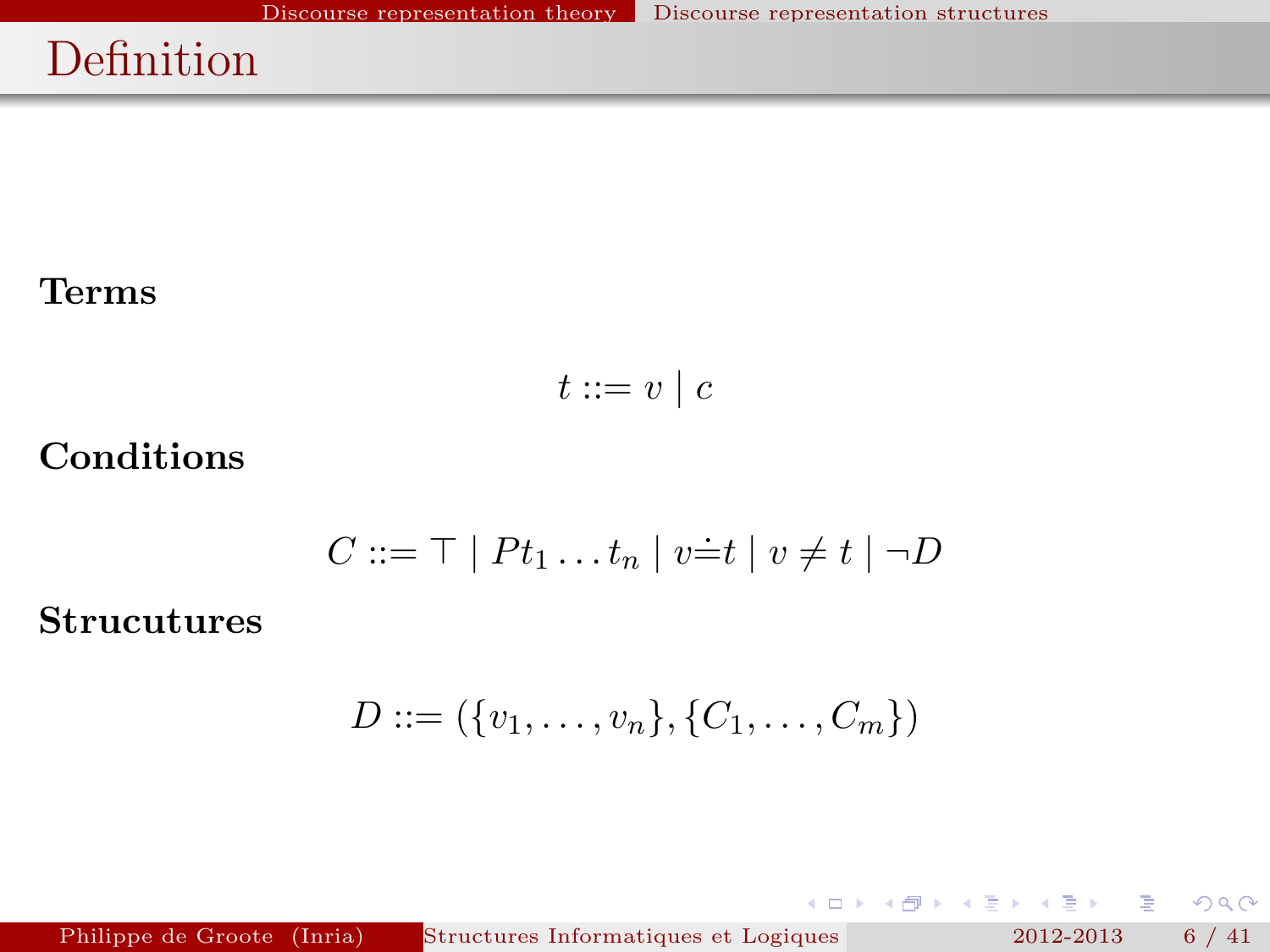# Definition

**Terms**

$$t ::= v \mid c$$

**Conditions**

$$C ::= \top \mid Pt_1 \ldots t_n \mid v \doteq t \mid v \neq t \mid \neg D$$

**Strucutures**

$$D ::= (\{v_1, \ldots, v_n\}, \{C_1, \ldots, C_m\})$$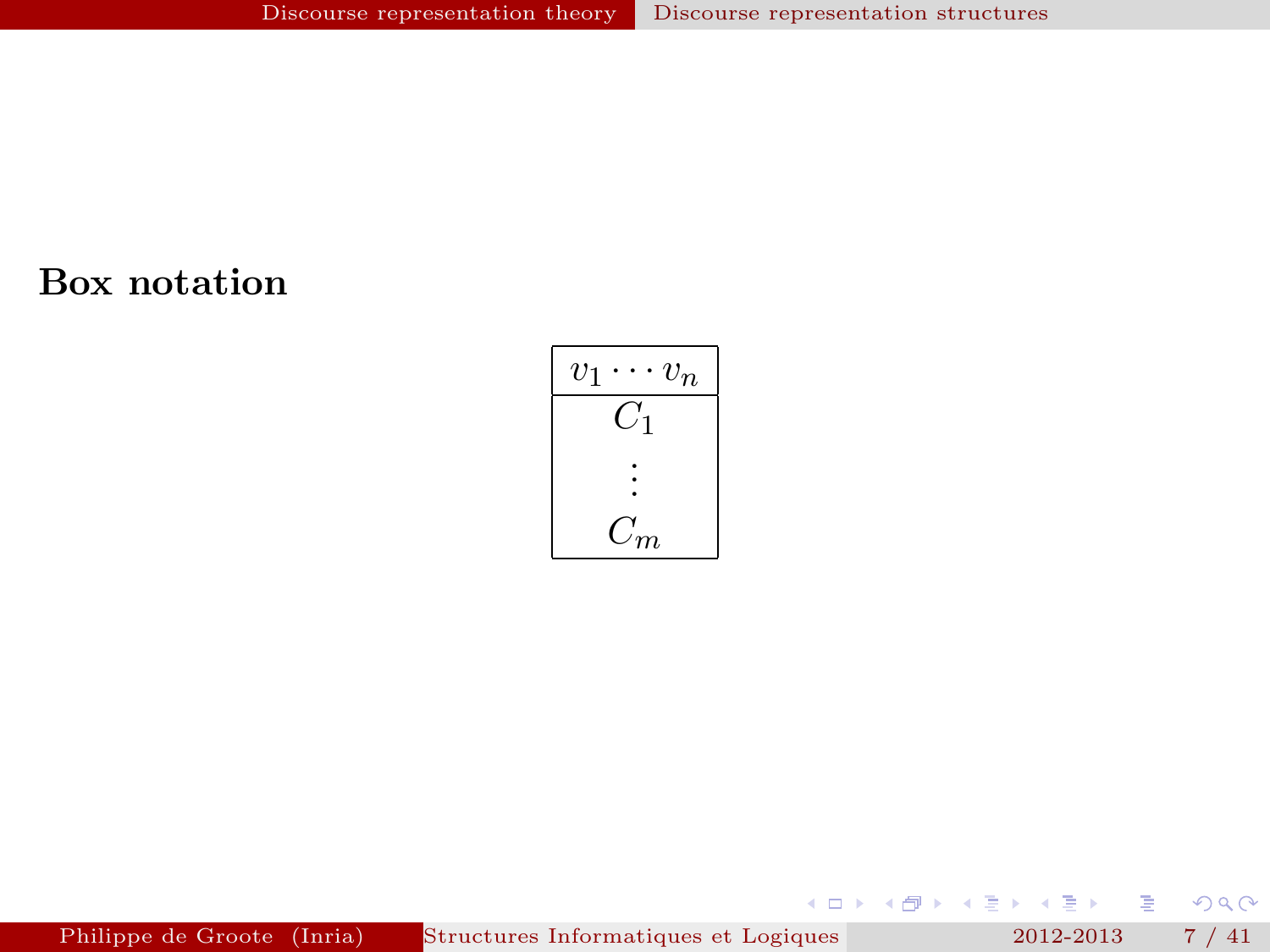## Box notation

$$
\begin{array}{|c|}
\hline
v_1 \cdots v_n \\
\hline
C_1 \\
\vdots \\
C_m \\
\hline
\end{array}
$$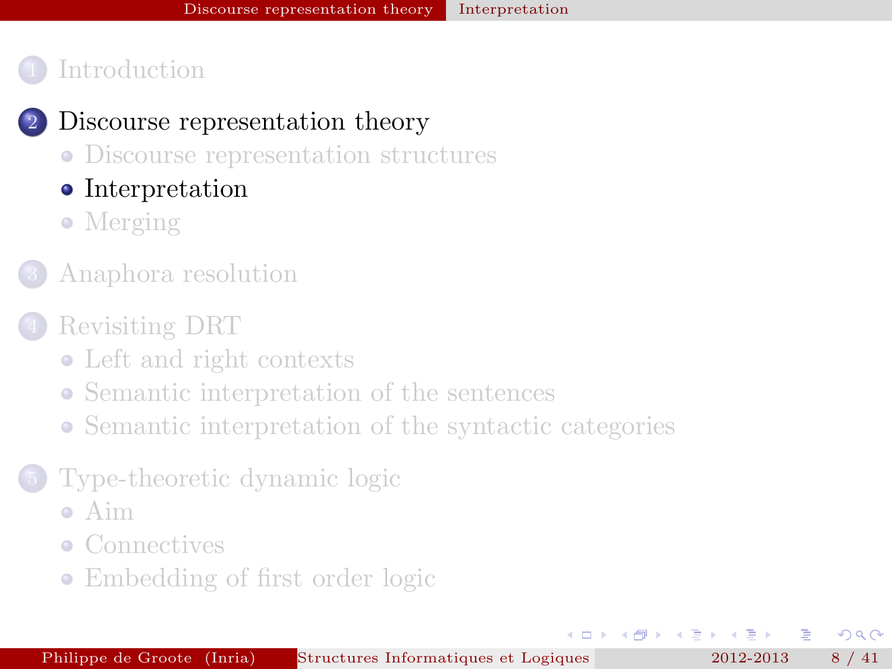1. Introduction

2. **Discourse representation theory**
   - Discourse representation structures
   - **Interpretation**
   - Merging

3. Anaphora resolution

4. Revisiting DRT
   - Left and right contexts
   - Semantic interpretation of the sentences
   - Semantic interpretation of the syntactic categories

5. Type-theoretic dynamic logic
   - Aim
   - Connectives
   - Embedding of first order logic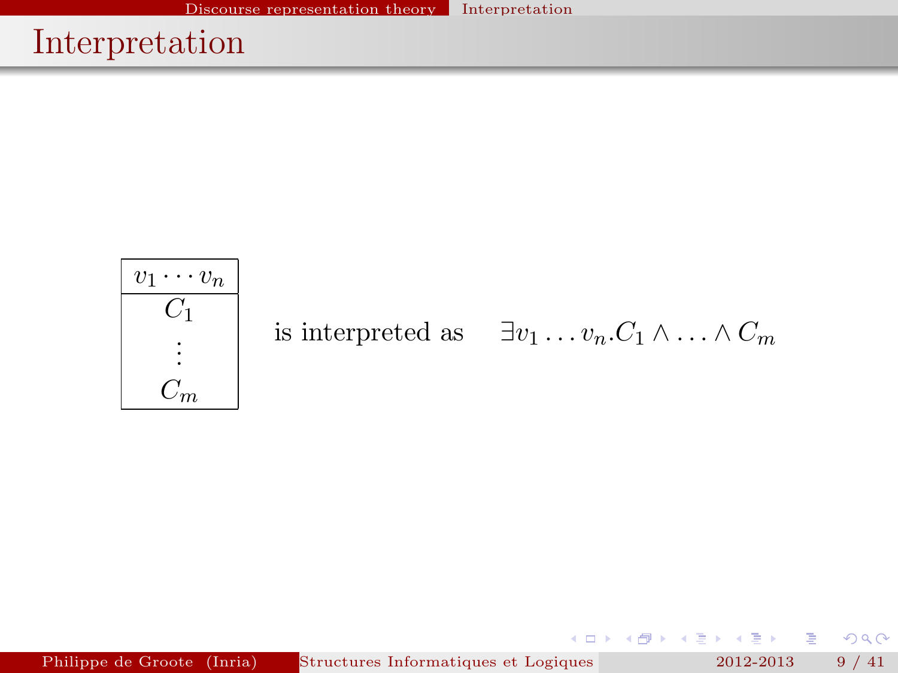# Interpretation

| $v_1 \cdots v_n$ |
| --- |
| $C_1$ <br> $\vdots$ <br> $C_m$ |

is interpreted as $\exists v_1 \ldots v_n . C_1 \wedge \ldots \wedge C_m$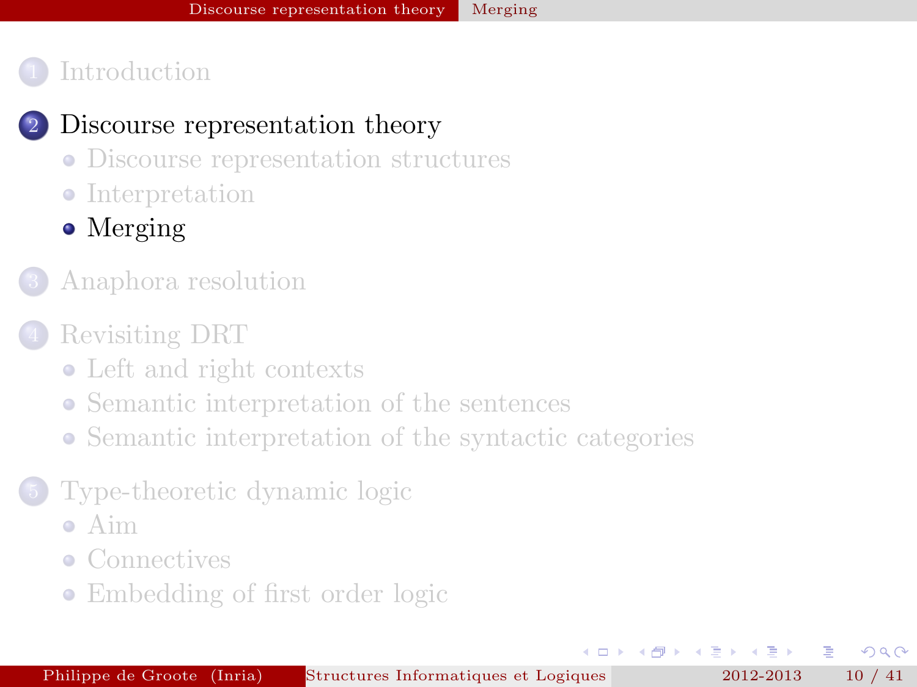1. Introduction

2. Discourse representation theory
   - Discourse representation structures
   - Interpretation
   - Merging

3. Anaphora resolution

4. Revisiting DRT
   - Left and right contexts
   - Semantic interpretation of the sentences
   - Semantic interpretation of the syntactic categories

5. Type-theoretic dynamic logic
   - Aim
   - Connectives
   - Embedding of first order logic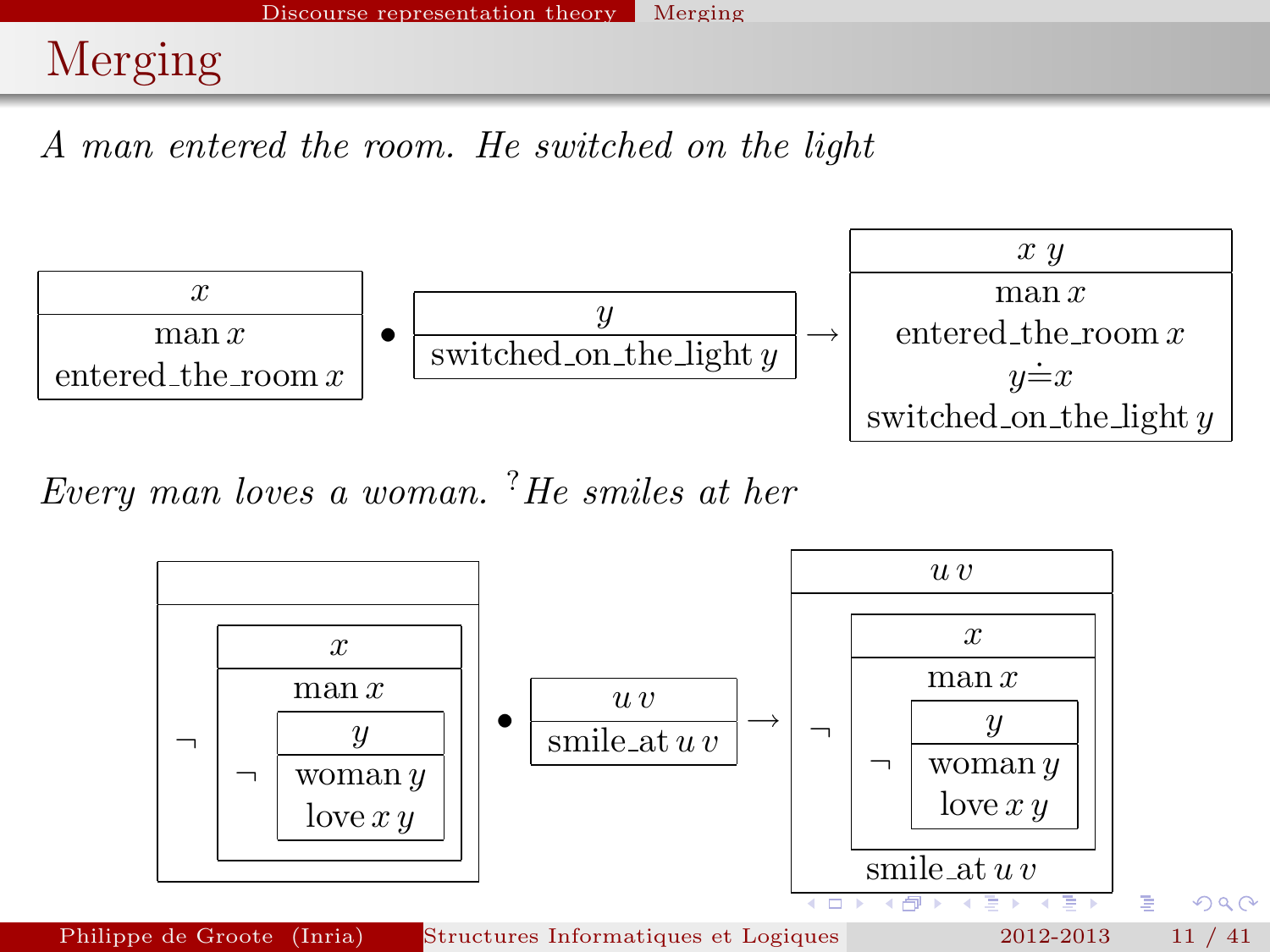# Merging

*A man entered the room. He switched on the light*

$$\begin{array}{|c|}\hline x \\ \hline \text{man}\,x \\ \text{entered\_the\_room}\,x \\ \hline \end{array} \bullet \begin{array}{|c|}\hline y \\ \hline \text{switched\_on\_the\_light}\,y \\ \hline \end{array} \rightarrow \begin{array}{|c|}\hline x\ y \\ \hline \text{man}\,x \\ \text{entered\_the\_room}\,x \\ y \doteq x \\ \text{switched\_on\_the\_light}\,y \\ \hline \end{array}$$

*Every man loves a woman. [?]He smiles at her*

$$\begin{array}{|c|}\hline \\ \hline \neg \begin{array}{|c|}\hline x \\ \hline \text{man}\,x \\ \neg \begin{array}{|c|}\hline y \\ \hline \text{woman}\,y \\ \text{love}\,x\,y \\ \hline \end{array} \\ \hline \end{array} \\ \hline \end{array} \bullet \begin{array}{|c|}\hline u\ v \\ \hline \text{smile\_at}\,u\,v \\ \hline \end{array} \rightarrow \begin{array}{|c|}\hline u\ v \\ \hline \neg \begin{array}{|c|}\hline x \\ \hline \text{man}\,x \\ \neg \begin{array}{|c|}\hline y \\ \hline \text{woman}\,y \\ \text{love}\,x\,y \\ \hline \end{array} \\ \hline \end{array} \\ \text{smile\_at}\,u\,v \\ \hline \end{array}$$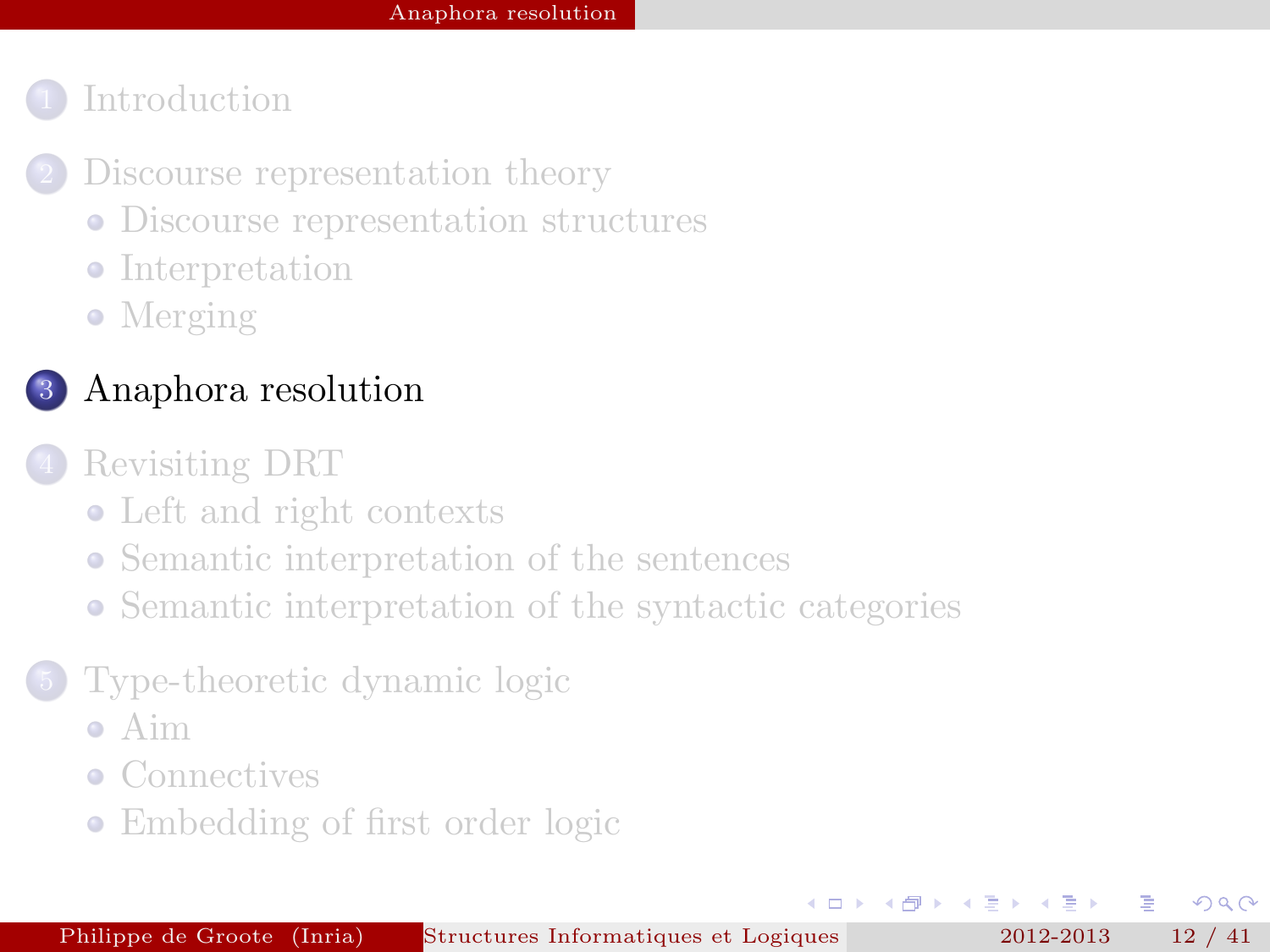1. Introduction
2. Discourse representation theory
   - Discourse representation structures
   - Interpretation
   - Merging
3. **Anaphora resolution**
4. Revisiting DRT
   - Left and right contexts
   - Semantic interpretation of the sentences
   - Semantic interpretation of the syntactic categories
5. Type-theoretic dynamic logic
   - Aim
   - Connectives
   - Embedding of first order logic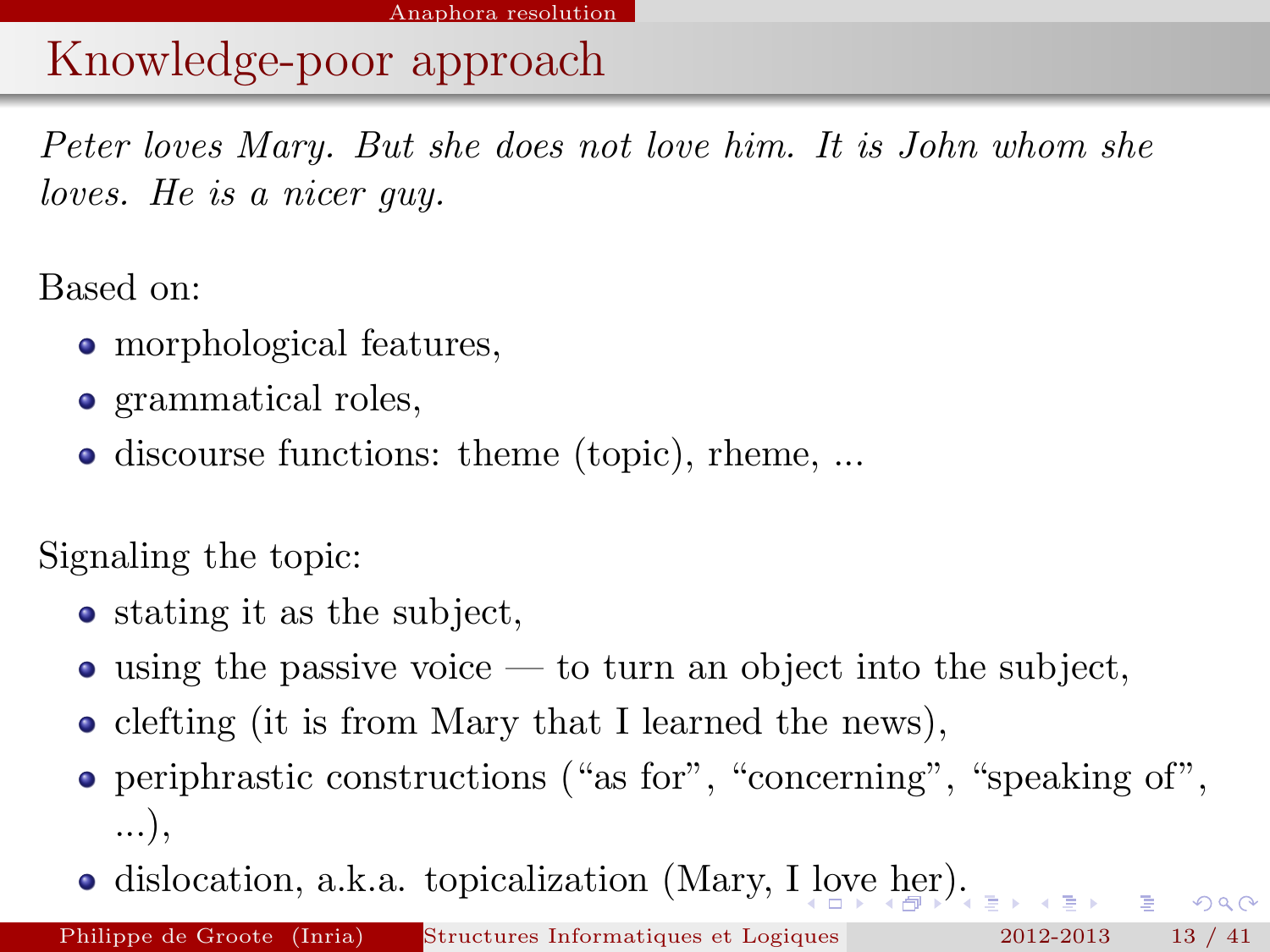# Knowledge-poor approach

*Peter loves Mary. But she does not love him. It is John whom she loves. He is a nicer guy.*

Based on:

- morphological features,
- grammatical roles,
- discourse functions: theme (topic), rheme, ...

Signaling the topic:

- stating it as the subject,
- using the passive voice — to turn an object into the subject,
- clefting (it is from Mary that I learned the news),
- periphrastic constructions ("as for", "concerning", "speaking of", ...),
- dislocation, a.k.a. topicalization (Mary, I love her).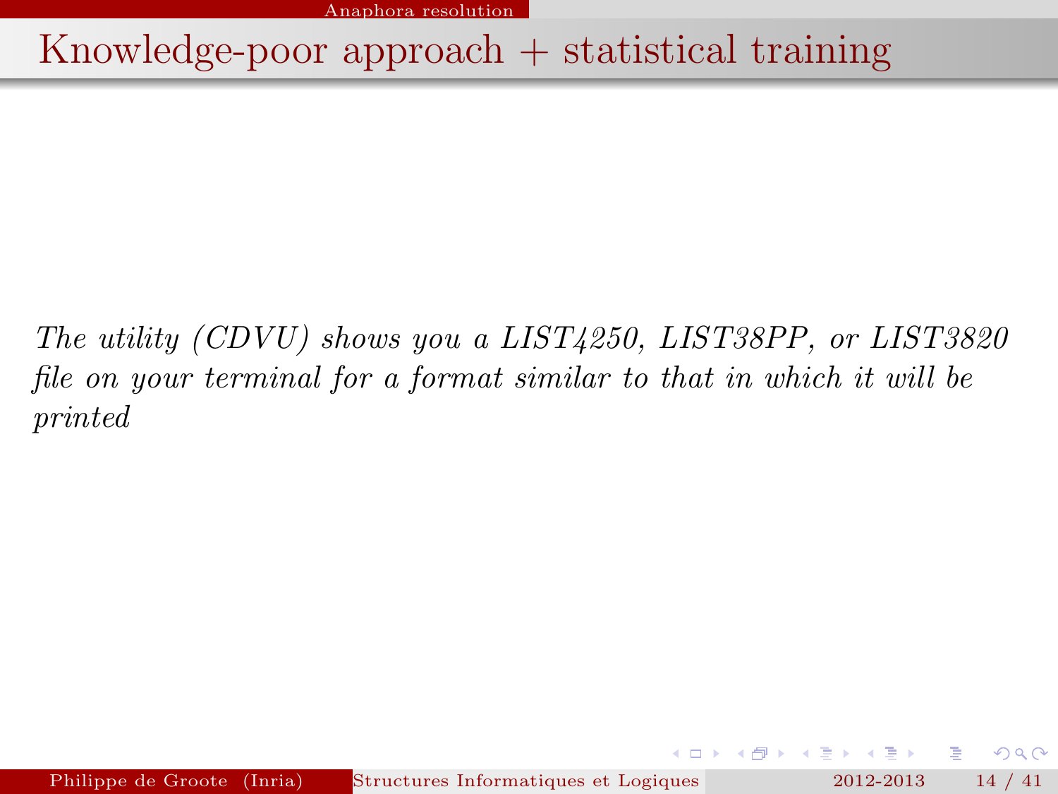# Knowledge-poor approach + statistical training

*The utility (CDVU) shows you a LIST4250, LIST38PP, or LIST3820 file on your terminal for a format similar to that in which it will be printed*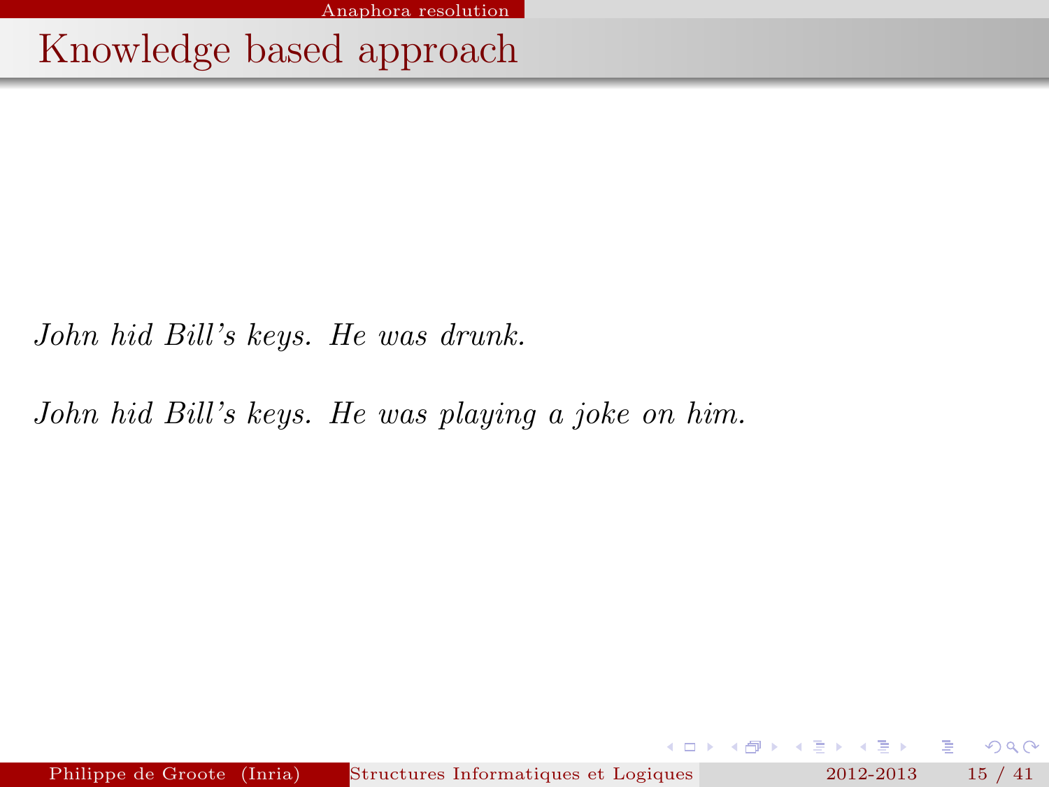# Knowledge based approach

*John hid Bill's keys. He was drunk.*

*John hid Bill's keys. He was playing a joke on him.*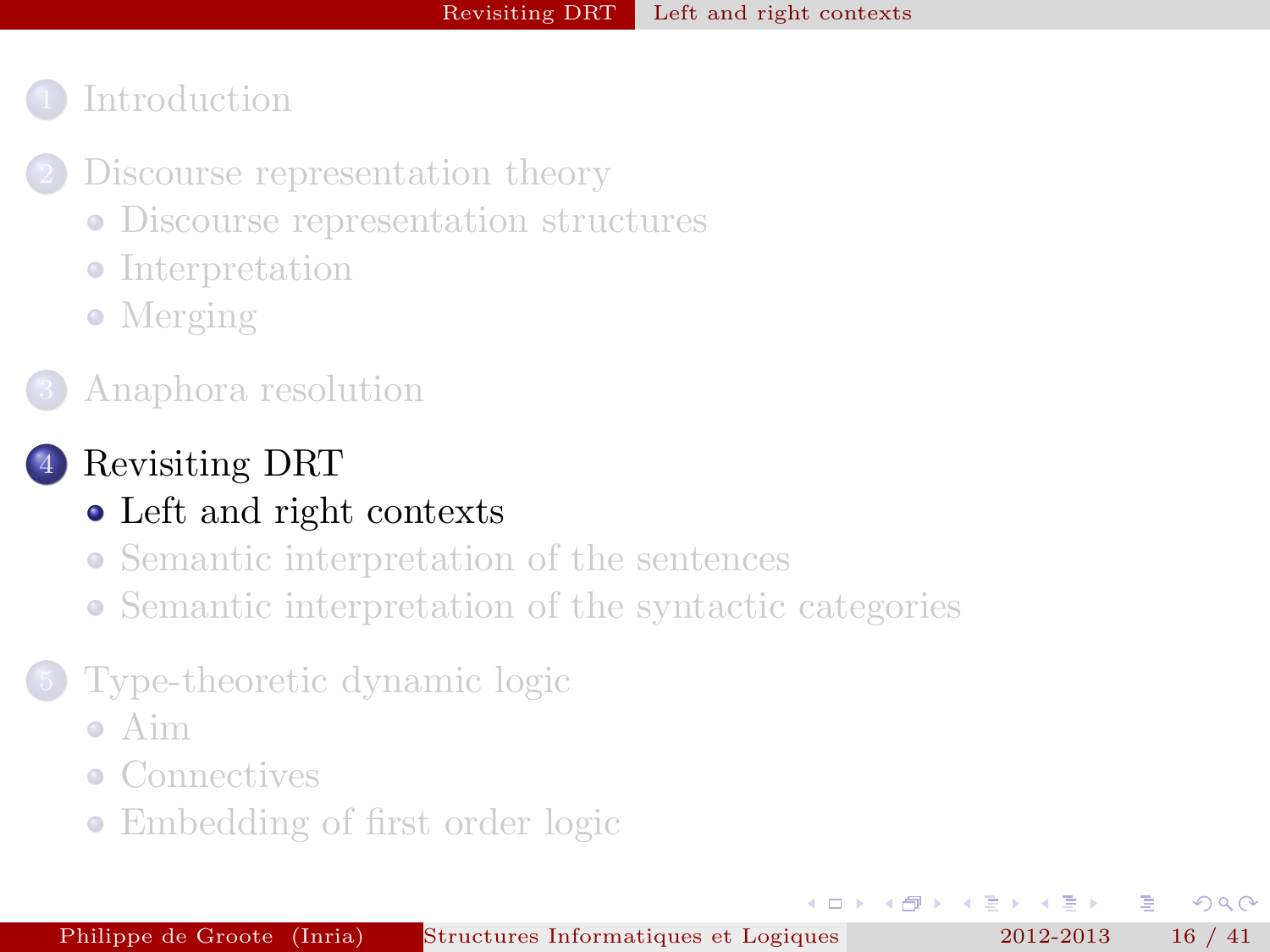1. Introduction

2. Discourse representation theory
   - Discourse representation structures
   - Interpretation
   - Merging

3. Anaphora resolution

4. **Revisiting DRT**
   - **Left and right contexts**
   - Semantic interpretation of the sentences
   - Semantic interpretation of the syntactic categories

5. Type-theoretic dynamic logic
   - Aim
   - Connectives
   - Embedding of first order logic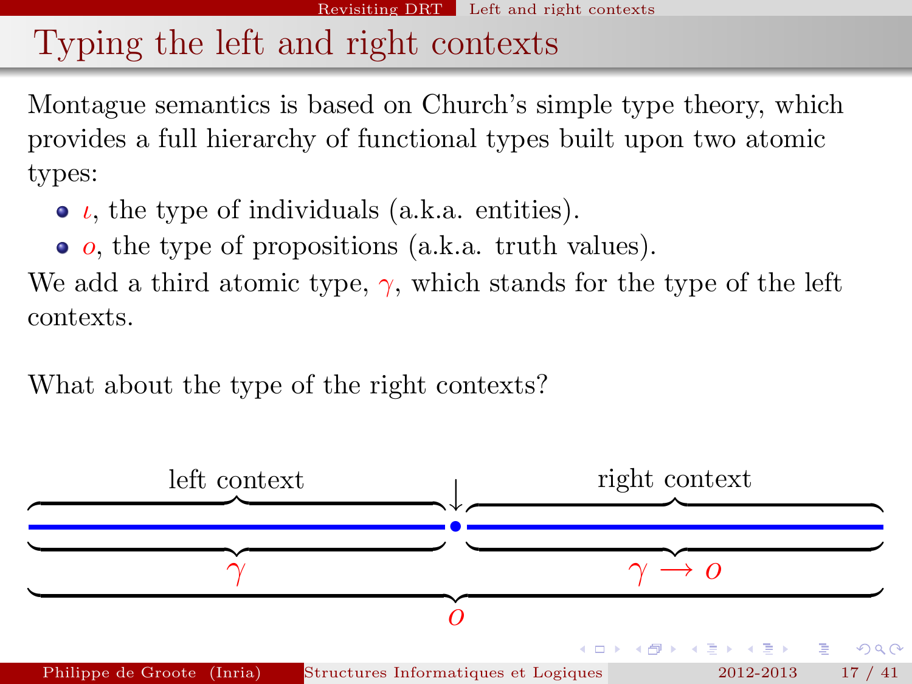# Typing the left and right contexts

Montague semantics is based on Church's simple type theory, which provides a full hierarchy of functional types built upon two atomic types:

- $\iota$, the type of individuals (a.k.a. entities).
- $o$, the type of propositions (a.k.a. truth values).

We add a third atomic type, $\gamma$, which stands for the type of the left contexts.

What about the type of the right contexts?

left context ↓ right context

$\gamma$ $\qquad$ $\gamma \rightarrow o$

$o$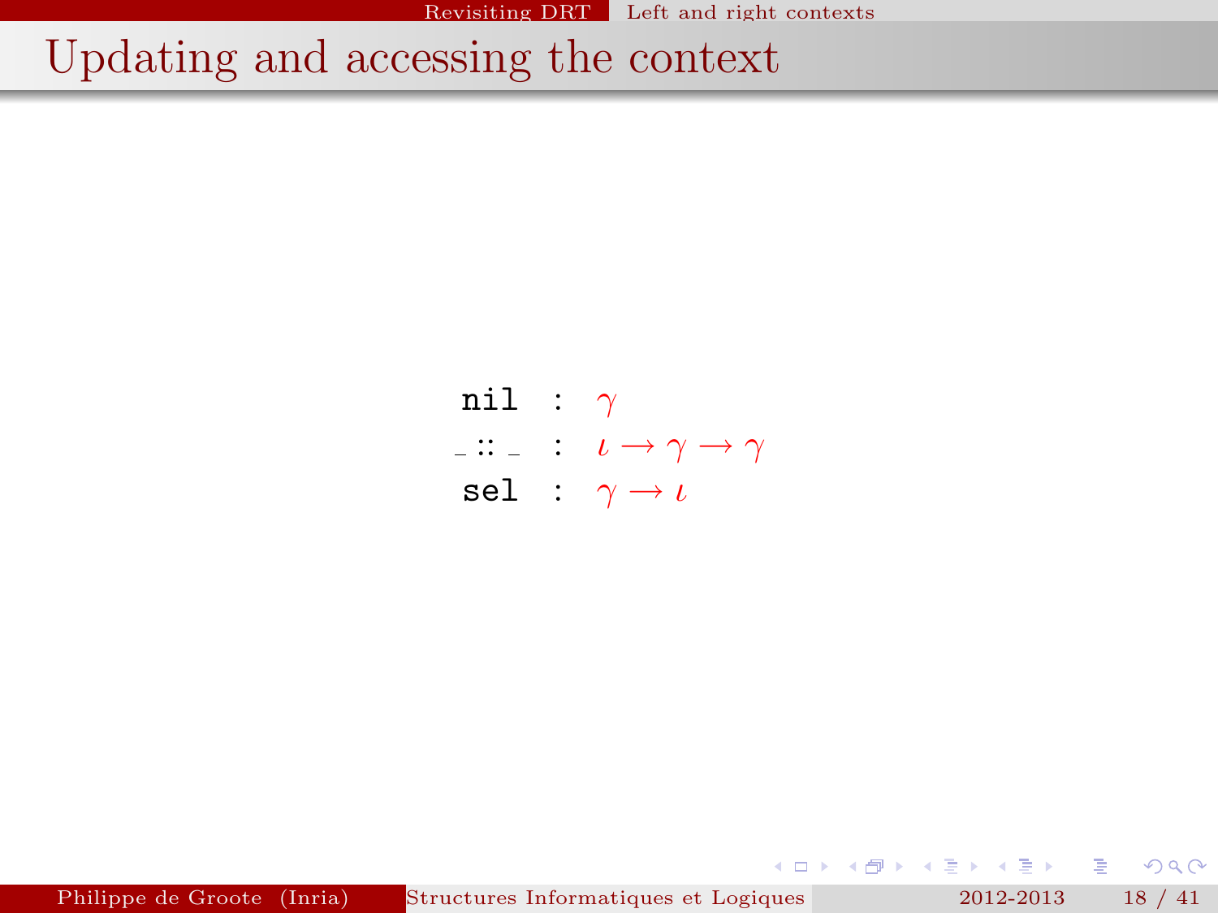# Updating and accessing the context

$$
\begin{array}{lcl}
\texttt{nil} & : & \gamma \\
\_ :: \_ & : & \iota \rightarrow \gamma \rightarrow \gamma \\
\texttt{sel} & : & \gamma \rightarrow \iota
\end{array}
$$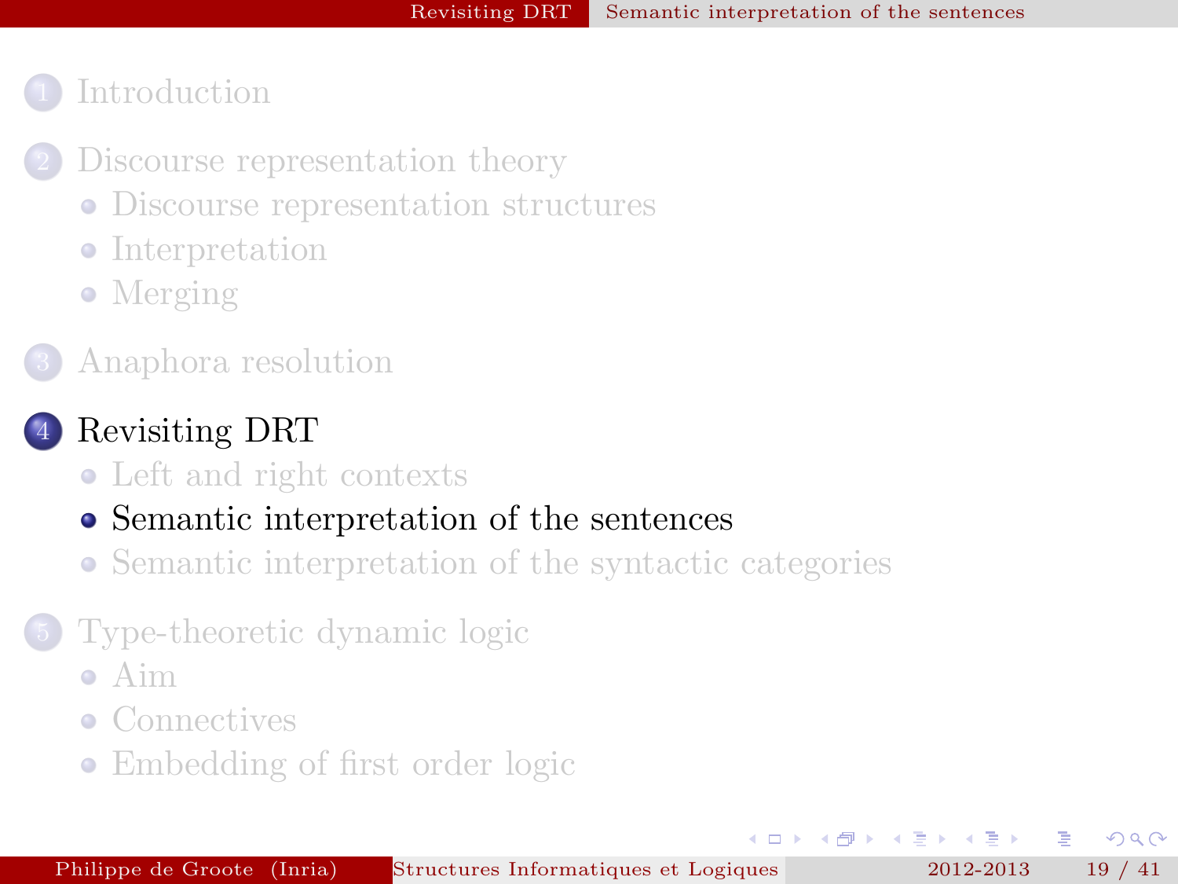1. Introduction

2. Discourse representation theory
   - Discourse representation structures
   - Interpretation
   - Merging

3. Anaphora resolution

4. Revisiting DRT
   - Left and right contexts
   - Semantic interpretation of the sentences
   - Semantic interpretation of the syntactic categories

5. Type-theoretic dynamic logic
   - Aim
   - Connectives
   - Embedding of first order logic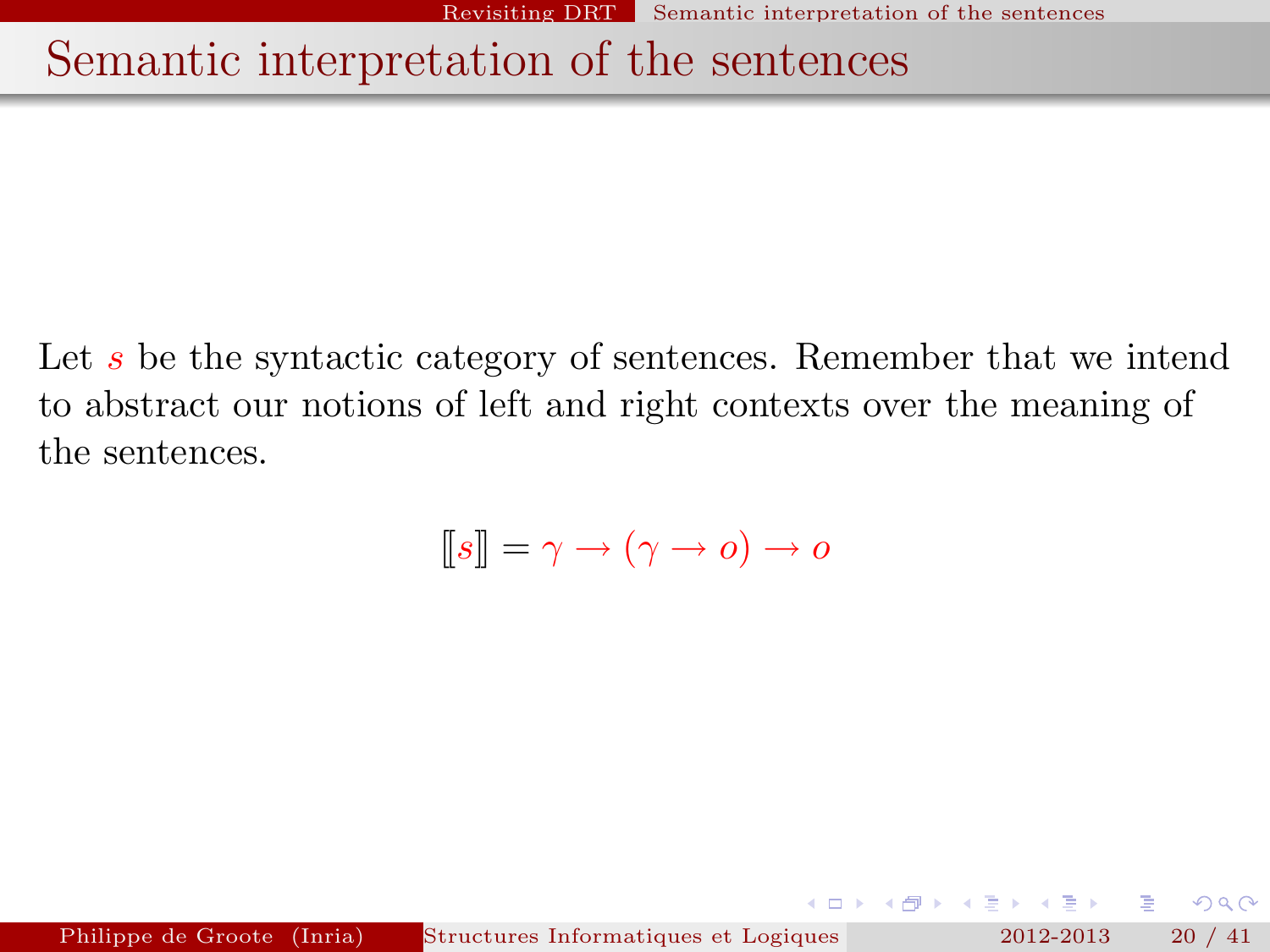# Semantic interpretation of the sentences

Let $s$ be the syntactic category of sentences. Remember that we intend to abstract our notions of left and right contexts over the meaning of the sentences.

$$[\![s]\!] = \gamma \to (\gamma \to o) \to o$$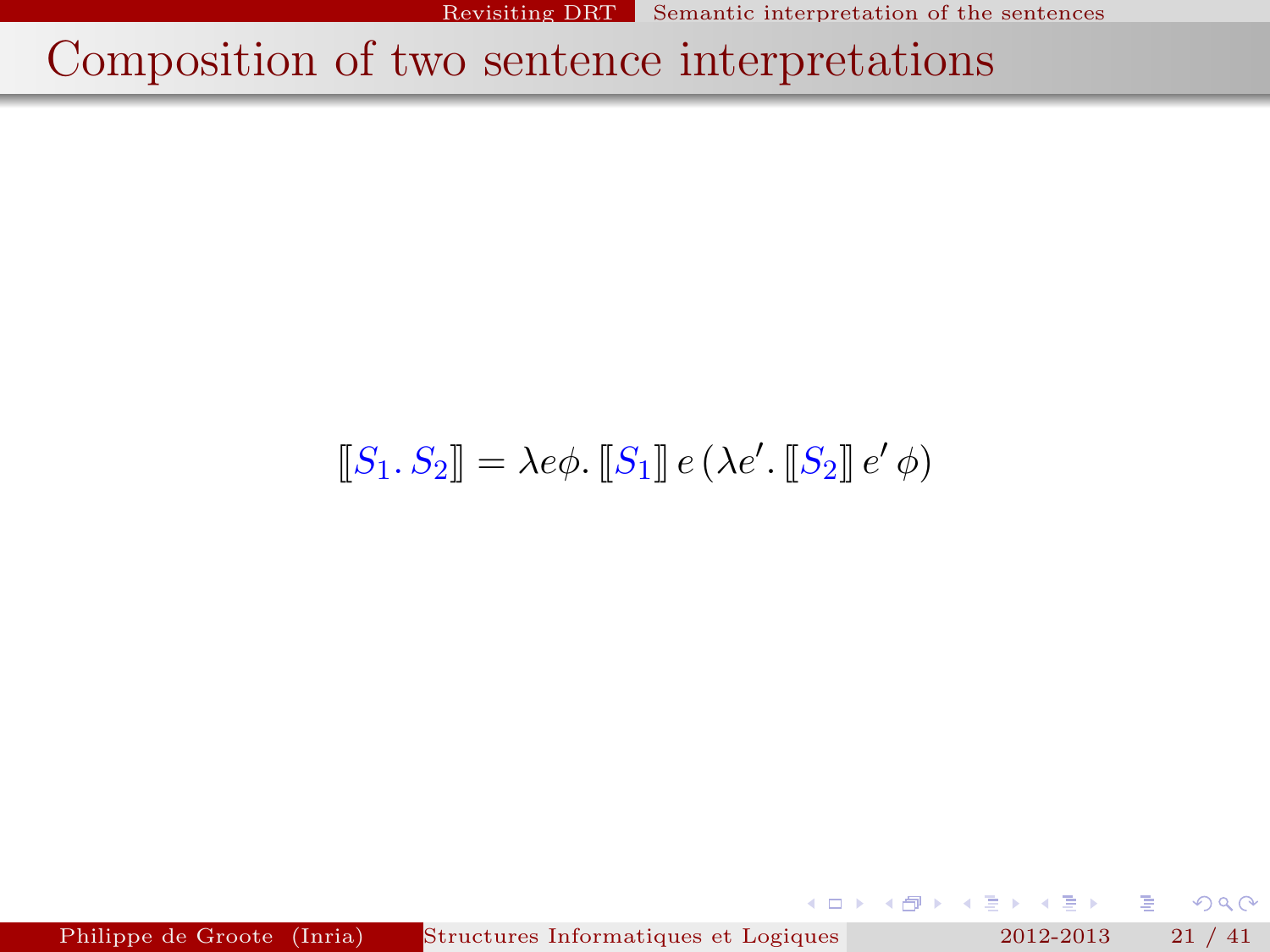# Composition of two sentence interpretations

$$[\![S_1 .\, S_2]\!] = \lambda e \phi .\, [\![S_1]\!]\, e\, (\lambda e' .\, [\![S_2]\!]\, e'\, \phi)$$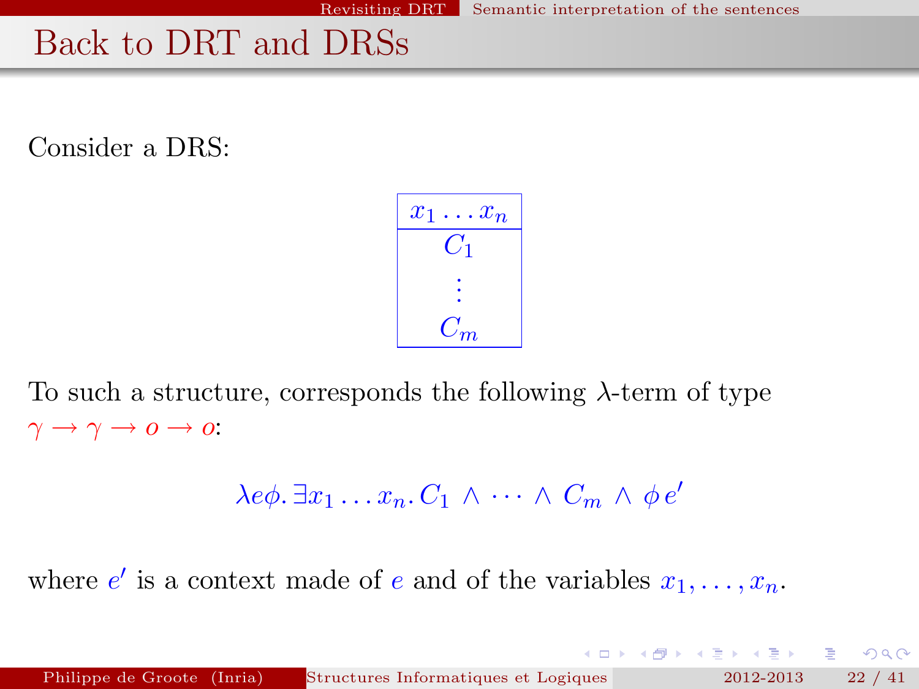## Back to DRT and DRSs

Consider a DRS:

$$\begin{array}{|c|}\hline x_1 \ldots x_n \\ \hline C_1 \\ \vdots \\ C_m \\ \hline \end{array}$$

To such a structure, corresponds the following $\lambda$-term of type $\gamma \to \gamma \to o \to o$:

$$\lambda e \phi . \exists x_1 \ldots x_n . C_1 \wedge \cdots \wedge C_m \wedge \phi\, e'$$

where $e'$ is a context made of $e$ and of the variables $x_1, \ldots, x_n$.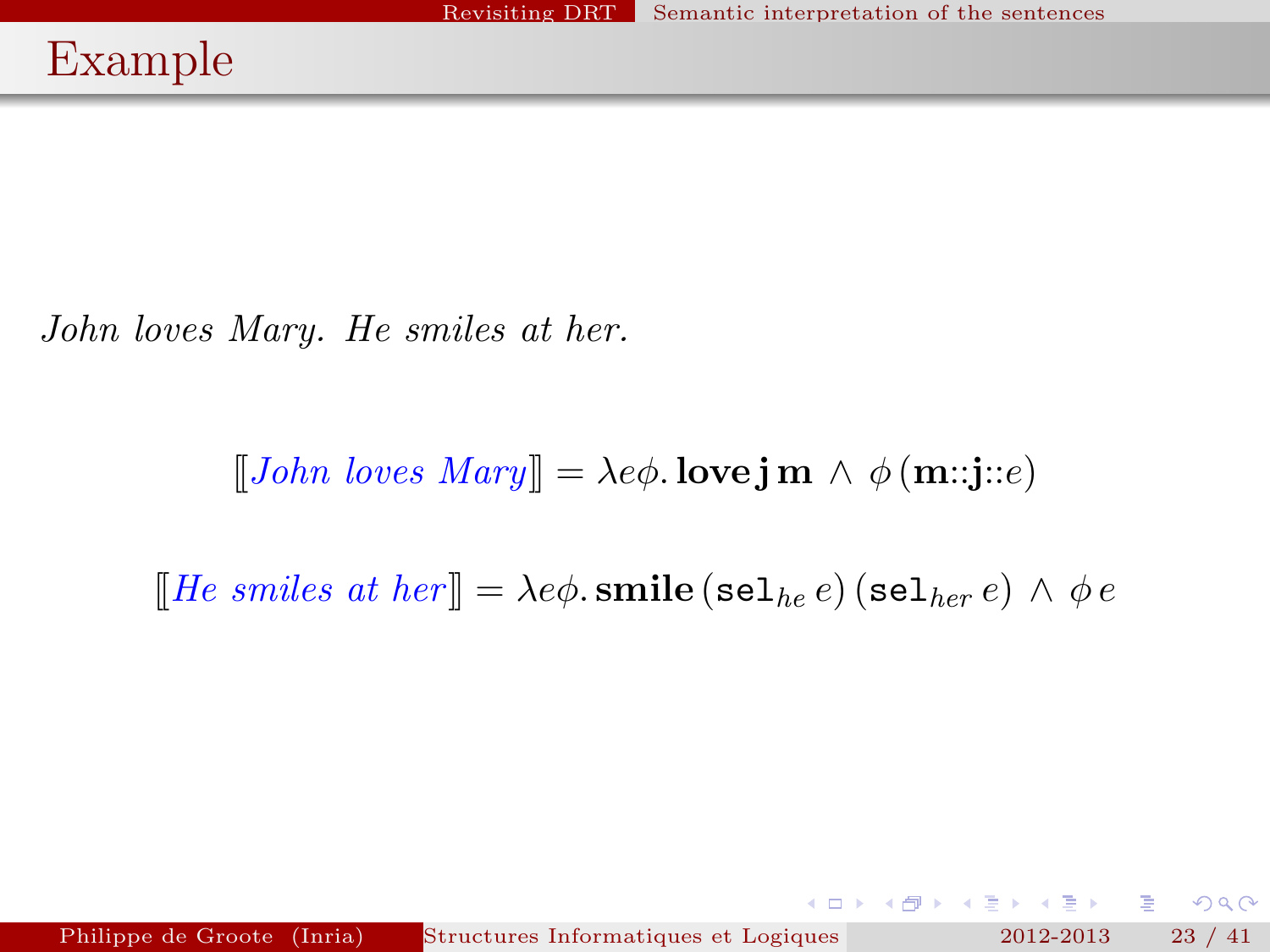# Example

*John loves Mary. He smiles at her.*

$$[\![\textit{John loves Mary}]\!] = \lambda e\phi.\, \mathbf{love}\,\mathbf{j}\,\mathbf{m} \wedge \phi\,(\mathbf{m}{::}\mathbf{j}{::}e)$$

$$[\![\textit{He smiles at her}]\!] = \lambda e\phi.\, \mathbf{smile}\,(\mathtt{sel}_{he}\, e)\,(\mathtt{sel}_{her}\, e) \wedge \phi\, e$$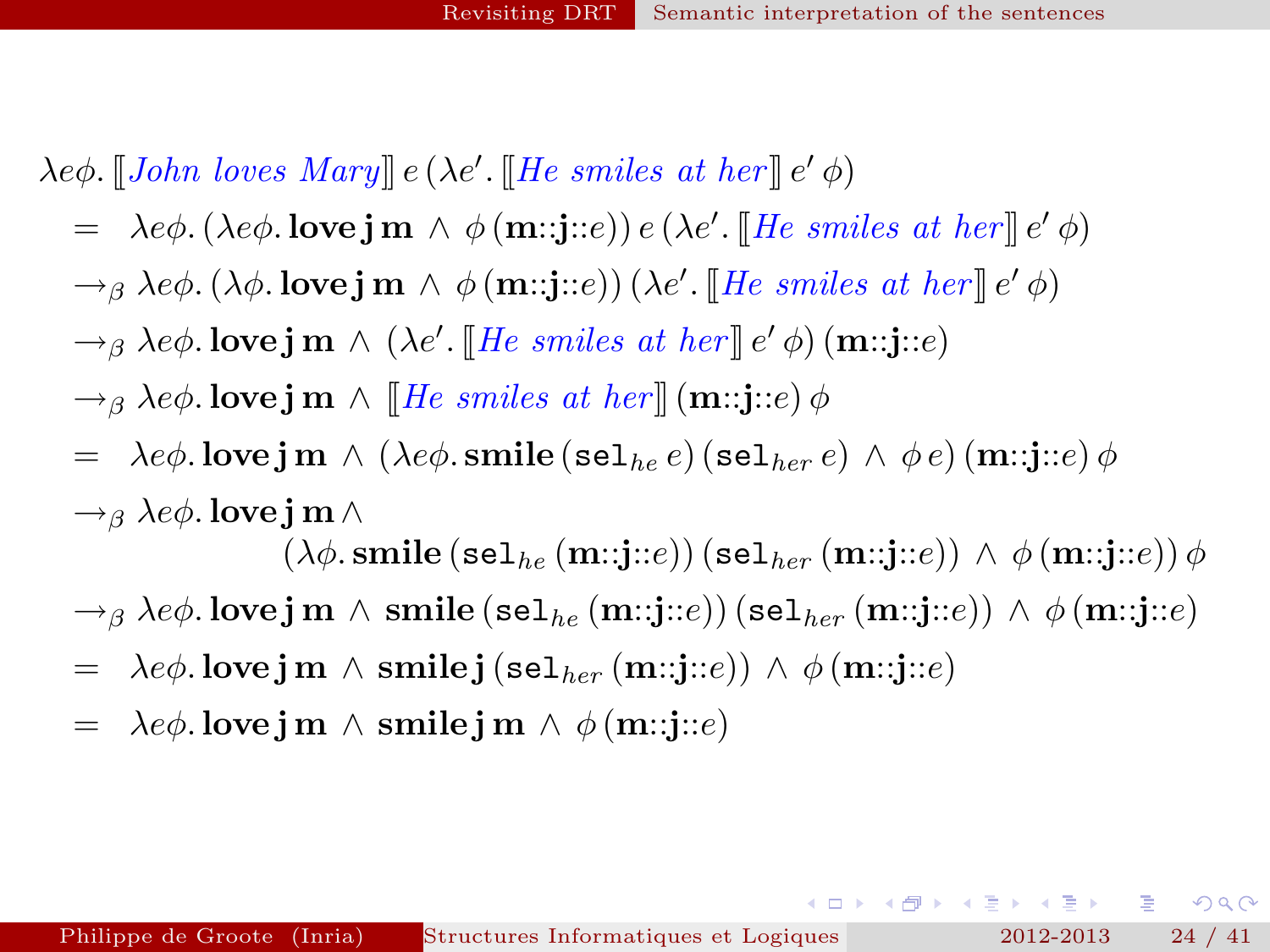$$
\begin{aligned}
&\lambda e\phi.\, [\![\textit{John loves Mary}]\!]\, e\, (\lambda e'.\, [\![\textit{He smiles at her}]\!]\, e'\, \phi) \\
&= \lambda e\phi.\, (\lambda e\phi.\, \mathbf{love}\, \mathbf{j}\, \mathbf{m} \wedge \phi\, (\mathbf{m}{::}\mathbf{j}{::}e))\, e\, (\lambda e'.\, [\![\textit{He smiles at her}]\!]\, e'\, \phi) \\
&\to_\beta \lambda e\phi.\, (\lambda \phi.\, \mathbf{love}\, \mathbf{j}\, \mathbf{m} \wedge \phi\, (\mathbf{m}{::}\mathbf{j}{::}e))\, (\lambda e'.\, [\![\textit{He smiles at her}]\!]\, e'\, \phi) \\
&\to_\beta \lambda e\phi.\, \mathbf{love}\, \mathbf{j}\, \mathbf{m} \wedge (\lambda e'.\, [\![\textit{He smiles at her}]\!]\, e'\, \phi)\, (\mathbf{m}{::}\mathbf{j}{::}e) \\
&\to_\beta \lambda e\phi.\, \mathbf{love}\, \mathbf{j}\, \mathbf{m} \wedge [\![\textit{He smiles at her}]\!]\, (\mathbf{m}{::}\mathbf{j}{::}e)\, \phi \\
&= \lambda e\phi.\, \mathbf{love}\, \mathbf{j}\, \mathbf{m} \wedge (\lambda e\phi.\, \mathbf{smile}\, (\mathtt{sel}_{he}\, e)\, (\mathtt{sel}_{her}\, e) \wedge \phi\, e)\, (\mathbf{m}{::}\mathbf{j}{::}e)\, \phi \\
&\to_\beta \lambda e\phi.\, \mathbf{love}\, \mathbf{j}\, \mathbf{m} \wedge \\
&\qquad\qquad (\lambda \phi.\, \mathbf{smile}\, (\mathtt{sel}_{he}\, (\mathbf{m}{::}\mathbf{j}{::}e))\, (\mathtt{sel}_{her}\, (\mathbf{m}{::}\mathbf{j}{::}e)) \wedge \phi\, (\mathbf{m}{::}\mathbf{j}{::}e))\, \phi \\
&\to_\beta \lambda e\phi.\, \mathbf{love}\, \mathbf{j}\, \mathbf{m} \wedge \mathbf{smile}\, (\mathtt{sel}_{he}\, (\mathbf{m}{::}\mathbf{j}{::}e))\, (\mathtt{sel}_{her}\, (\mathbf{m}{::}\mathbf{j}{::}e)) \wedge \phi\, (\mathbf{m}{::}\mathbf{j}{::}e) \\
&= \lambda e\phi.\, \mathbf{love}\, \mathbf{j}\, \mathbf{m} \wedge \mathbf{smile}\, \mathbf{j}\, (\mathtt{sel}_{her}\, (\mathbf{m}{::}\mathbf{j}{::}e)) \wedge \phi\, (\mathbf{m}{::}\mathbf{j}{::}e) \\
&= \lambda e\phi.\, \mathbf{love}\, \mathbf{j}\, \mathbf{m} \wedge \mathbf{smile}\, \mathbf{j}\, \mathbf{m} \wedge \phi\, (\mathbf{m}{::}\mathbf{j}{::}e)
\end{aligned}
$$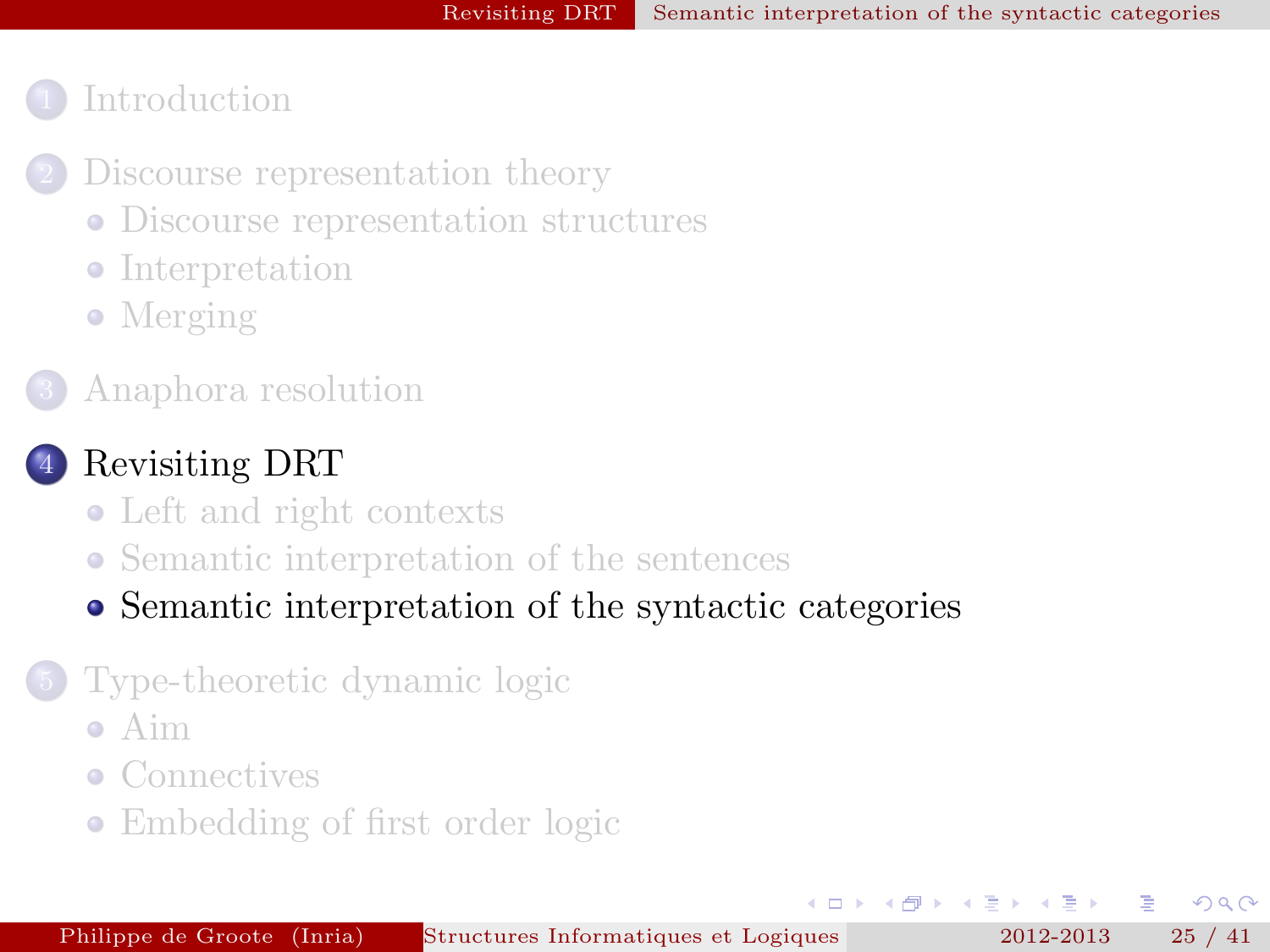1. Introduction

2. Discourse representation theory
   - Discourse representation structures
   - Interpretation
   - Merging

3. Anaphora resolution

4. **Revisiting DRT**
   - Left and right contexts
   - Semantic interpretation of the sentences
   - **Semantic interpretation of the syntactic categories**

5. Type-theoretic dynamic logic
   - Aim
   - Connectives
   - Embedding of first order logic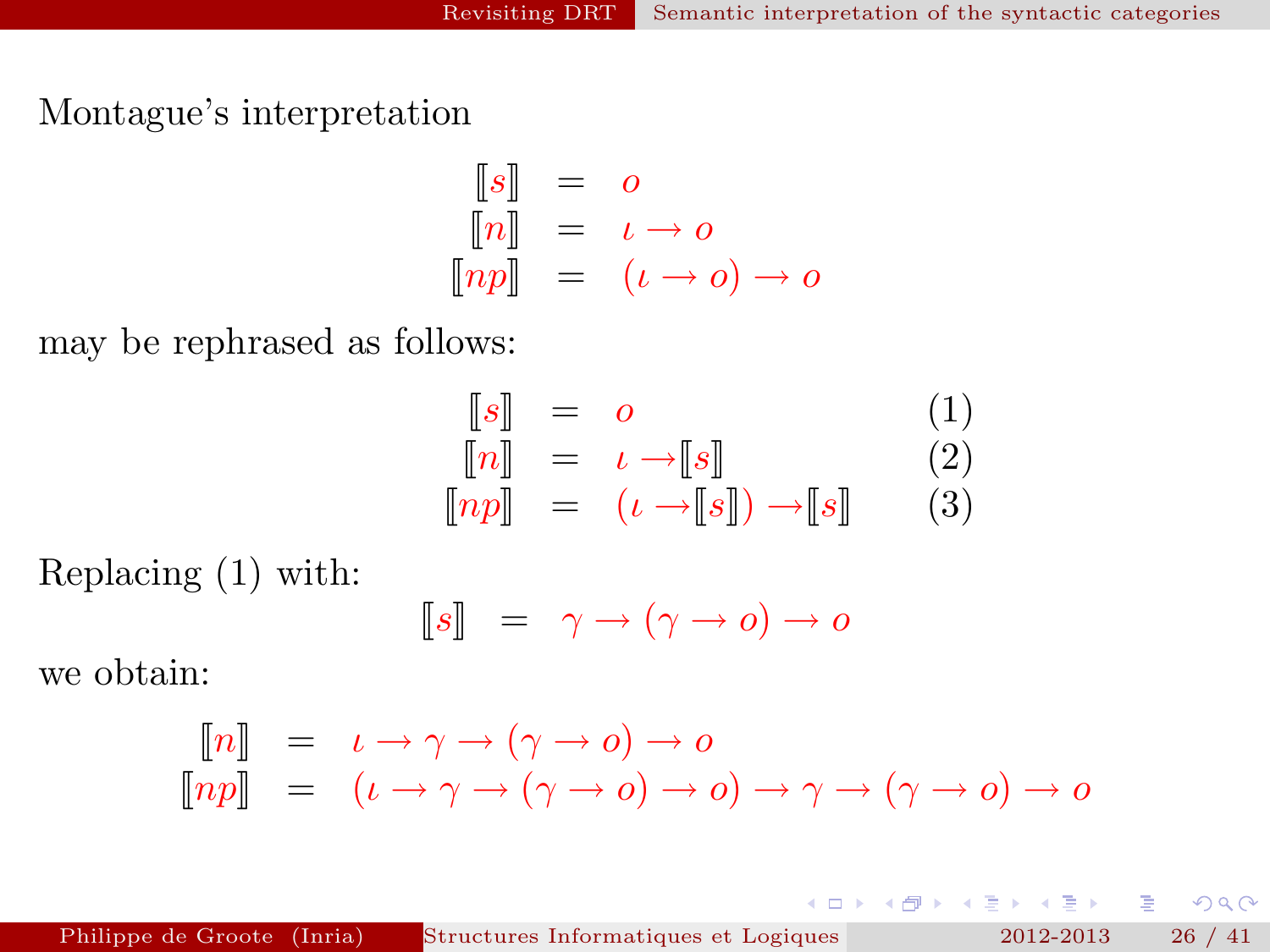Montague's interpretation

$$
\begin{aligned}
[\![s]\!] &= o \\
[\![n]\!] &= \iota \rightarrow o \\
[\![np]\!] &= (\iota \rightarrow o) \rightarrow o
\end{aligned}
$$

may be rephrased as follows:

$$
\begin{aligned}
[\![s]\!] &= o && (1) \\
[\![n]\!] &= \iota \rightarrow [\![s]\!] && (2) \\
[\![np]\!] &= (\iota \rightarrow [\![s]\!]) \rightarrow [\![s]\!] && (3)
\end{aligned}
$$

Replacing (1) with:

$$
[\![s]\!] = \gamma \rightarrow (\gamma \rightarrow o) \rightarrow o
$$

we obtain:

$$
\begin{aligned}
[\![n]\!] &= \iota \rightarrow \gamma \rightarrow (\gamma \rightarrow o) \rightarrow o \\
[\![np]\!] &= (\iota \rightarrow \gamma \rightarrow (\gamma \rightarrow o) \rightarrow o) \rightarrow \gamma \rightarrow (\gamma \rightarrow o) \rightarrow o
\end{aligned}
$$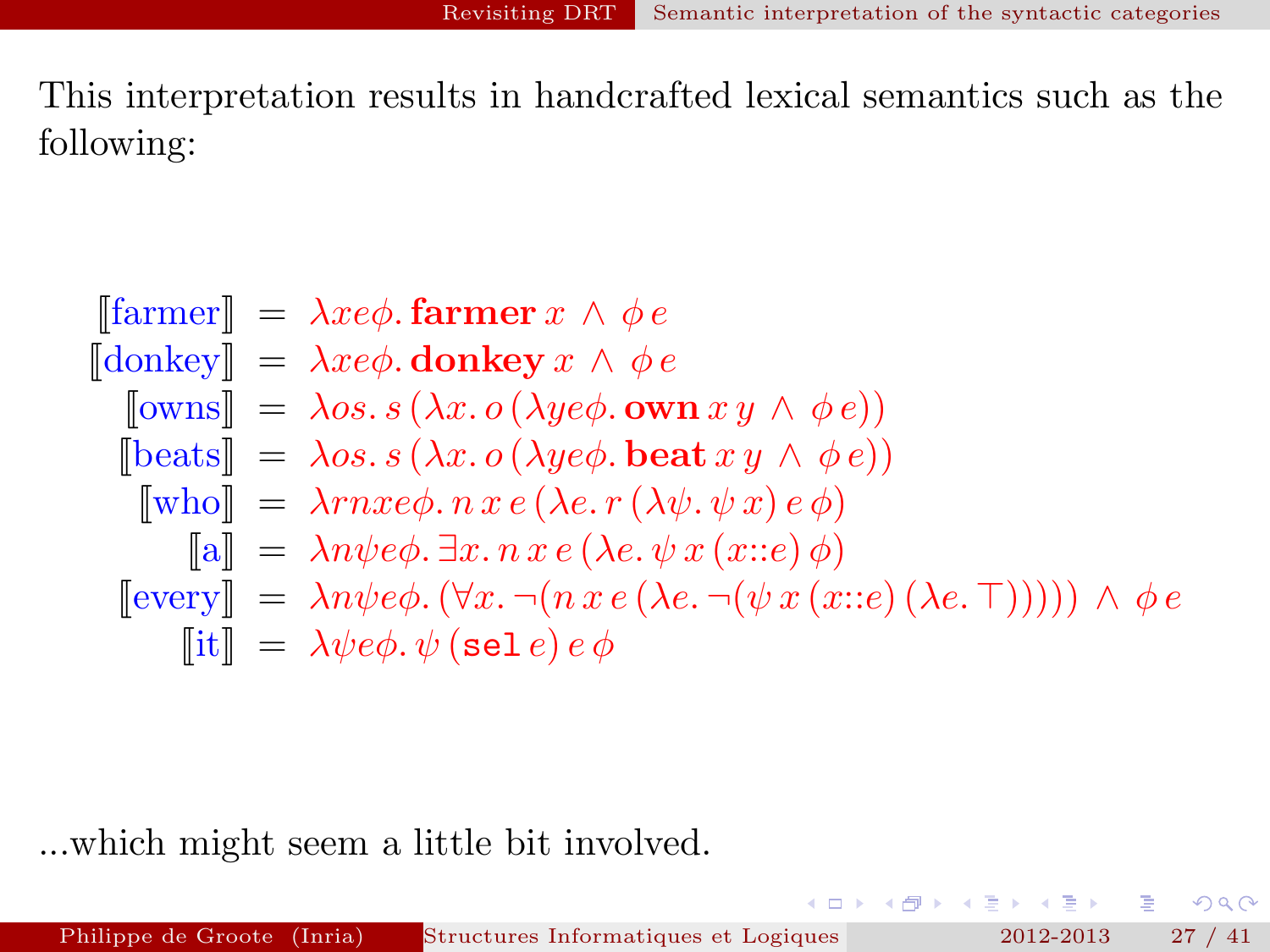This interpretation results in handcrafted lexical semantics such as the following:

$$
\begin{aligned}
[\![\text{farmer}]\!] &= \lambda x e \phi.\, \mathbf{farmer}\, x \wedge \phi\, e \\
[\![\text{donkey}]\!] &= \lambda x e \phi.\, \mathbf{donkey}\, x \wedge \phi\, e \\
[\![\text{owns}]\!] &= \lambda o s.\, s\,(\lambda x.\, o\,(\lambda y e \phi.\, \mathbf{own}\, x\, y \wedge \phi\, e)) \\
[\![\text{beats}]\!] &= \lambda o s.\, s\,(\lambda x.\, o\,(\lambda y e \phi.\, \mathbf{beat}\, x\, y \wedge \phi\, e)) \\
[\![\text{who}]\!] &= \lambda r n x e \phi.\, n\, x\, e\,(\lambda e.\, r\,(\lambda \psi.\, \psi\, x)\, e\, \phi) \\
[\![\text{a}]\!] &= \lambda n \psi e \phi.\, \exists x.\, n\, x\, e\,(\lambda e.\, \psi\, x\,(x{::}e)\, \phi) \\
[\![\text{every}]\!] &= \lambda n \psi e \phi.\, (\forall x.\, \neg(n\, x\, e\,(\lambda e.\, \neg(\psi\, x\,(x{::}e)\,(\lambda e.\, \top))))) \wedge \phi\, e \\
[\![\text{it}]\!] &= \lambda \psi e \phi.\, \psi\,(\mathtt{sel}\, e)\, e\, \phi
\end{aligned}
$$

...which might seem a little bit involved.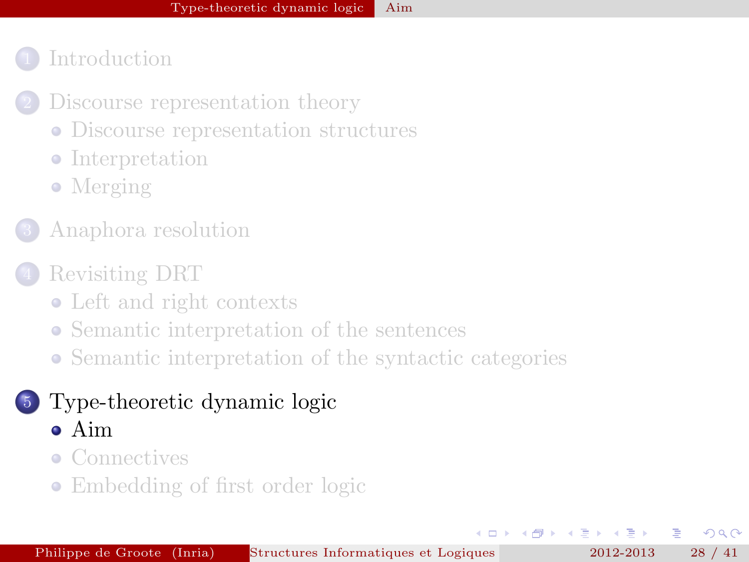1. Introduction
2. Discourse representation theory
   - Discourse representation structures
   - Interpretation
   - Merging
3. Anaphora resolution
4. Revisiting DRT
   - Left and right contexts
   - Semantic interpretation of the sentences
   - Semantic interpretation of the syntactic categories
5. Type-theoretic dynamic logic
   - Aim
   - Connectives
   - Embedding of first order logic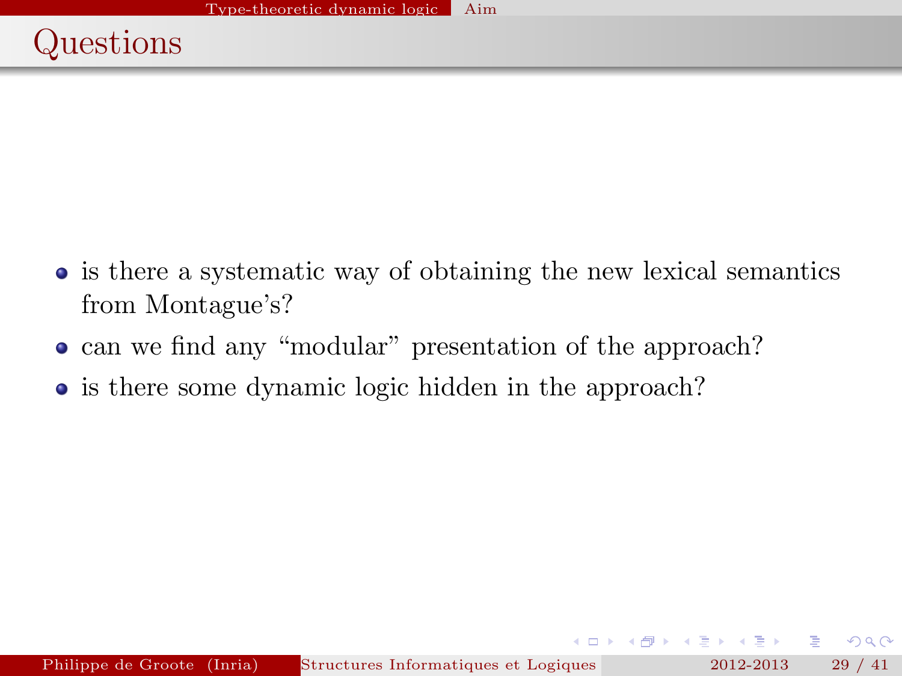# Questions

- is there a systematic way of obtaining the new lexical semantics from Montague's?
- can we find any "modular" presentation of the approach?
- is there some dynamic logic hidden in the approach?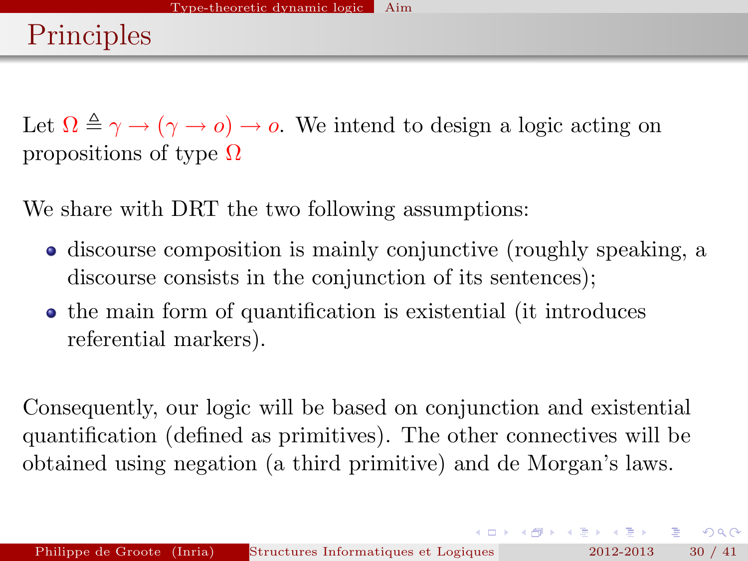# Principles

Let $\Omega \triangleq \gamma \rightarrow (\gamma \rightarrow o) \rightarrow o$. We intend to design a logic acting on propositions of type $\Omega$

We share with DRT the two following assumptions:

- discourse composition is mainly conjunctive (roughly speaking, a discourse consists in the conjunction of its sentences);
- the main form of quantification is existential (it introduces referential markers).

Consequently, our logic will be based on conjunction and existential quantification (defined as primitives). The other connectives will be obtained using negation (a third primitive) and de Morgan's laws.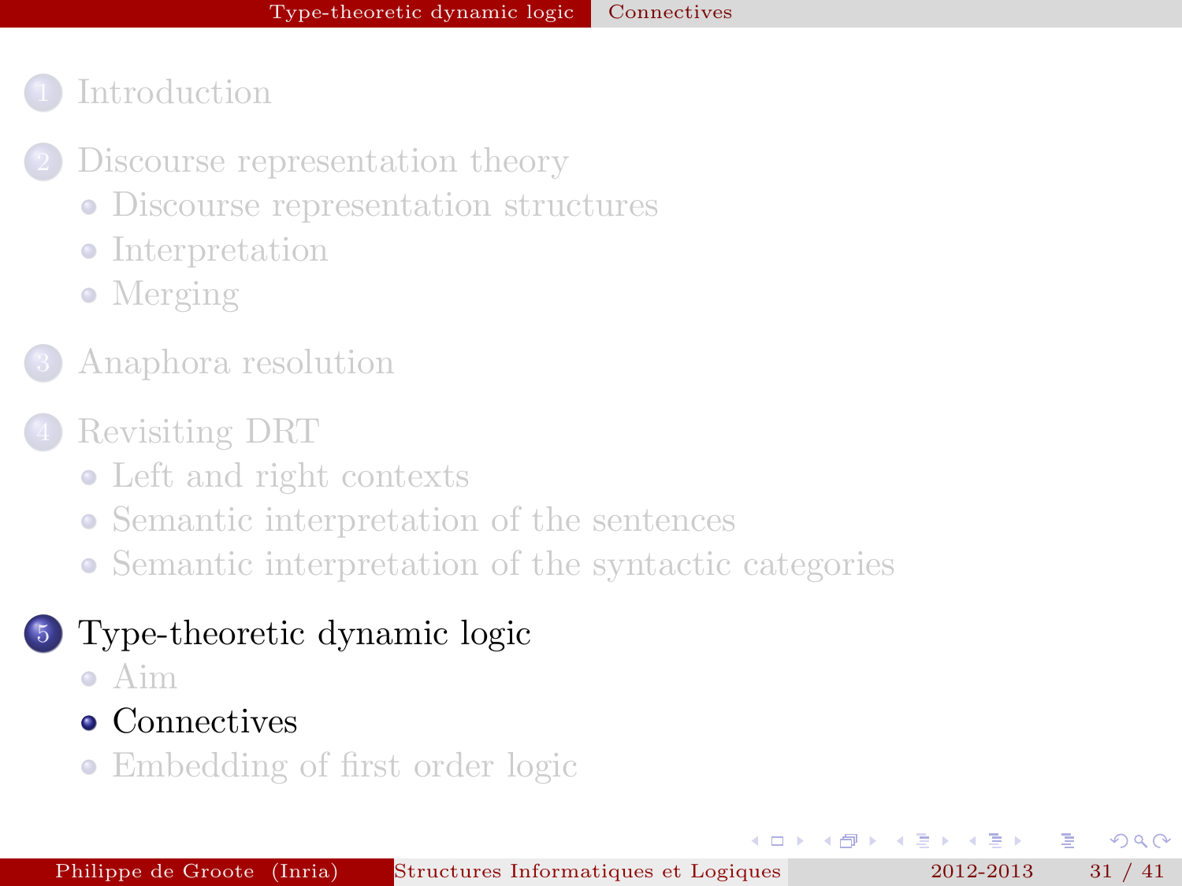1. Introduction
2. Discourse representation theory
   - Discourse representation structures
   - Interpretation
   - Merging
3. Anaphora resolution
4. Revisiting DRT
   - Left and right contexts
   - Semantic interpretation of the sentences
   - Semantic interpretation of the syntactic categories
5. **Type-theoretic dynamic logic**
   - Aim
   - **Connectives**
   - Embedding of first order logic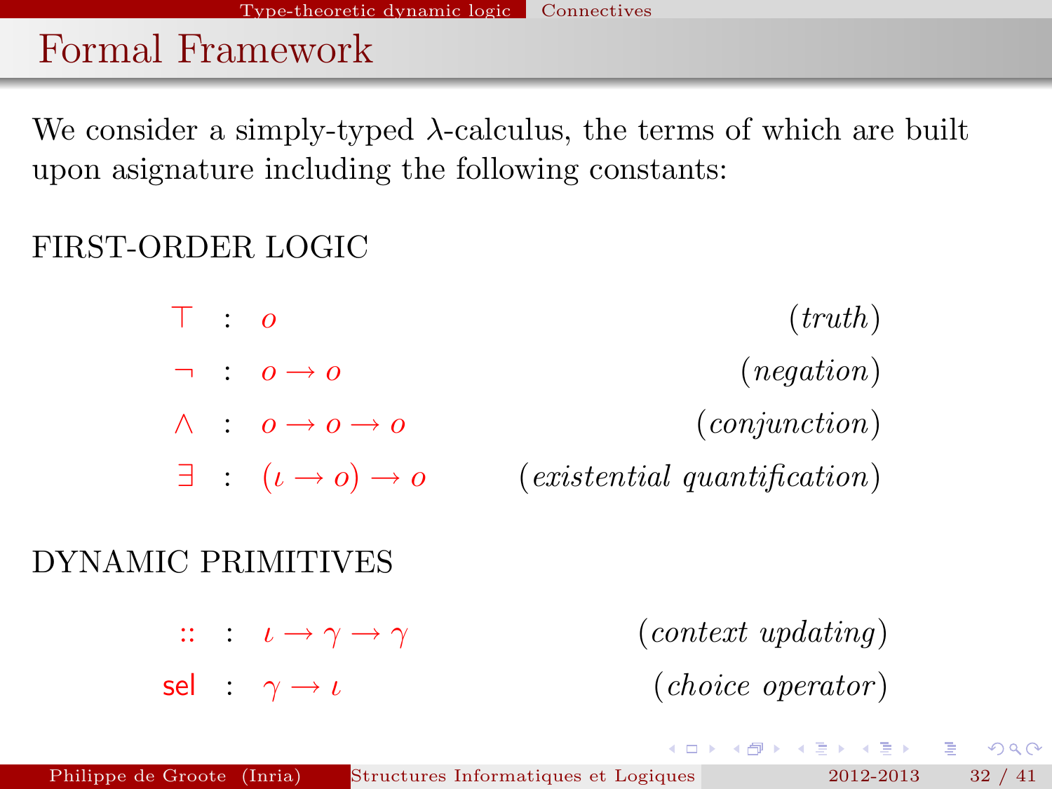# Formal Framework

We consider a simply-typed $\lambda$-calculus, the terms of which are built upon asignature including the following constants:

FIRST-ORDER LOGIC

| | | | |
|---|---|---|---|
| $\top$ | : | $o$ | *(truth)* |
| $\neg$ | : | $o \rightarrow o$ | *(negation)* |
| $\wedge$ | : | $o \rightarrow o \rightarrow o$ | *(conjunction)* |
| $\exists$ | : | $(\iota \rightarrow o) \rightarrow o$ | *(existential quantification)* |

DYNAMIC PRIMITIVES

| | | | |
|---|---|---|---|
| $::$ | : | $\iota \rightarrow \gamma \rightarrow \gamma$ | *(context updating)* |
| $\mathsf{sel}$ | : | $\gamma \rightarrow \iota$ | *(choice operator)* |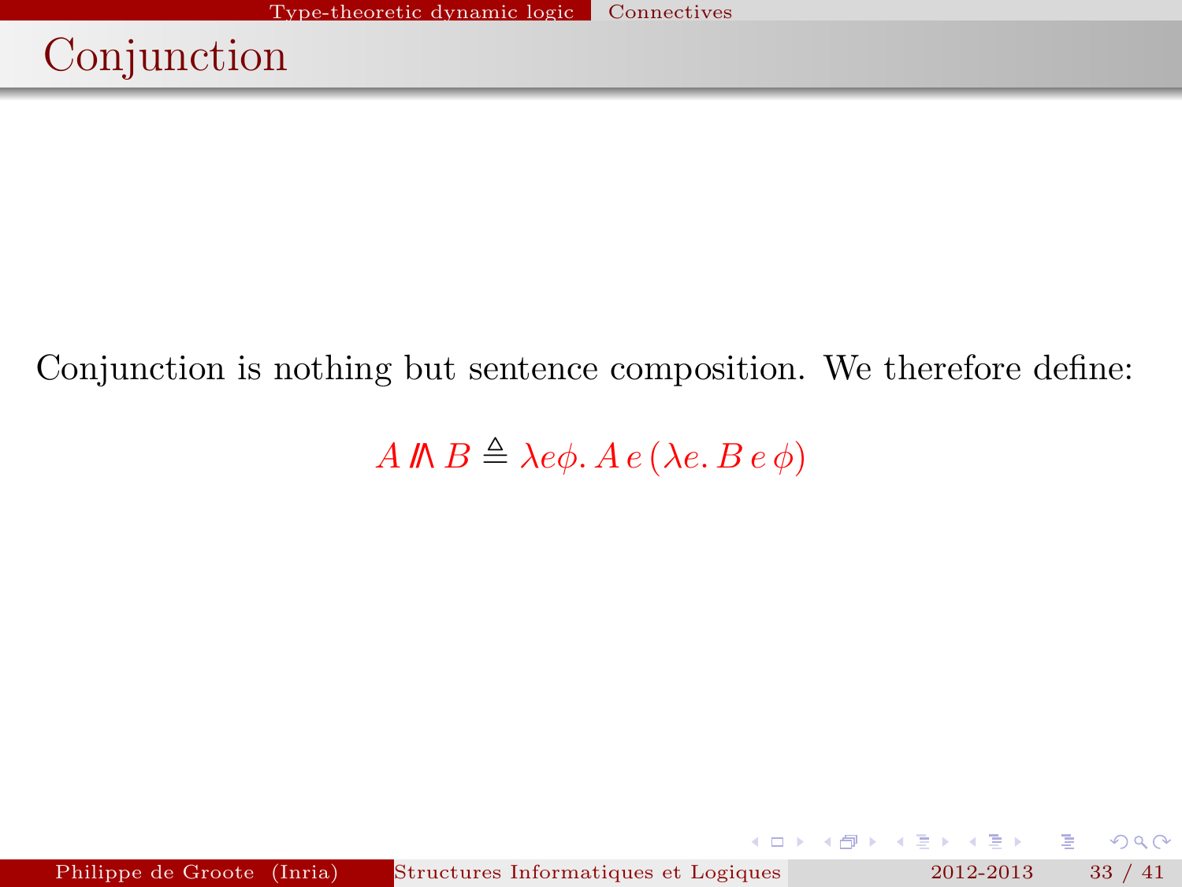# Conjunction

Conjunction is nothing but sentence composition. We therefore define:

$$A \mathbin{/\!\!\!\wedge} B \triangleq \lambda e\phi.\, A\, e\, (\lambda e.\, B\, e\, \phi)$$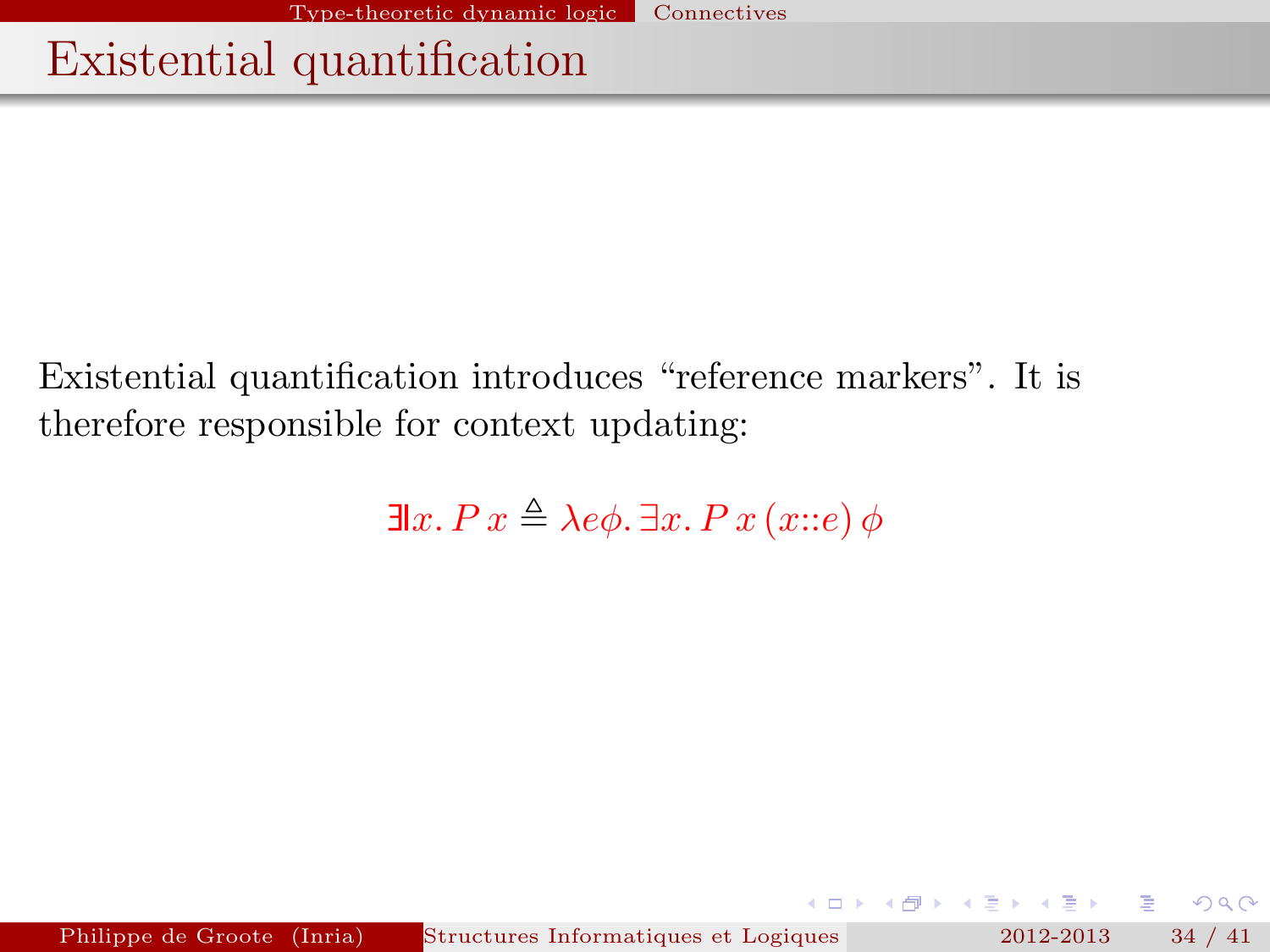# Existential quantification

Existential quantification introduces “reference markers”. It is therefore responsible for context updating:

$$\exists\!\!\!\mid x.\, P\, x \triangleq \lambda e \phi.\, \exists x.\, P\, x\, (x{::}e)\, \phi$$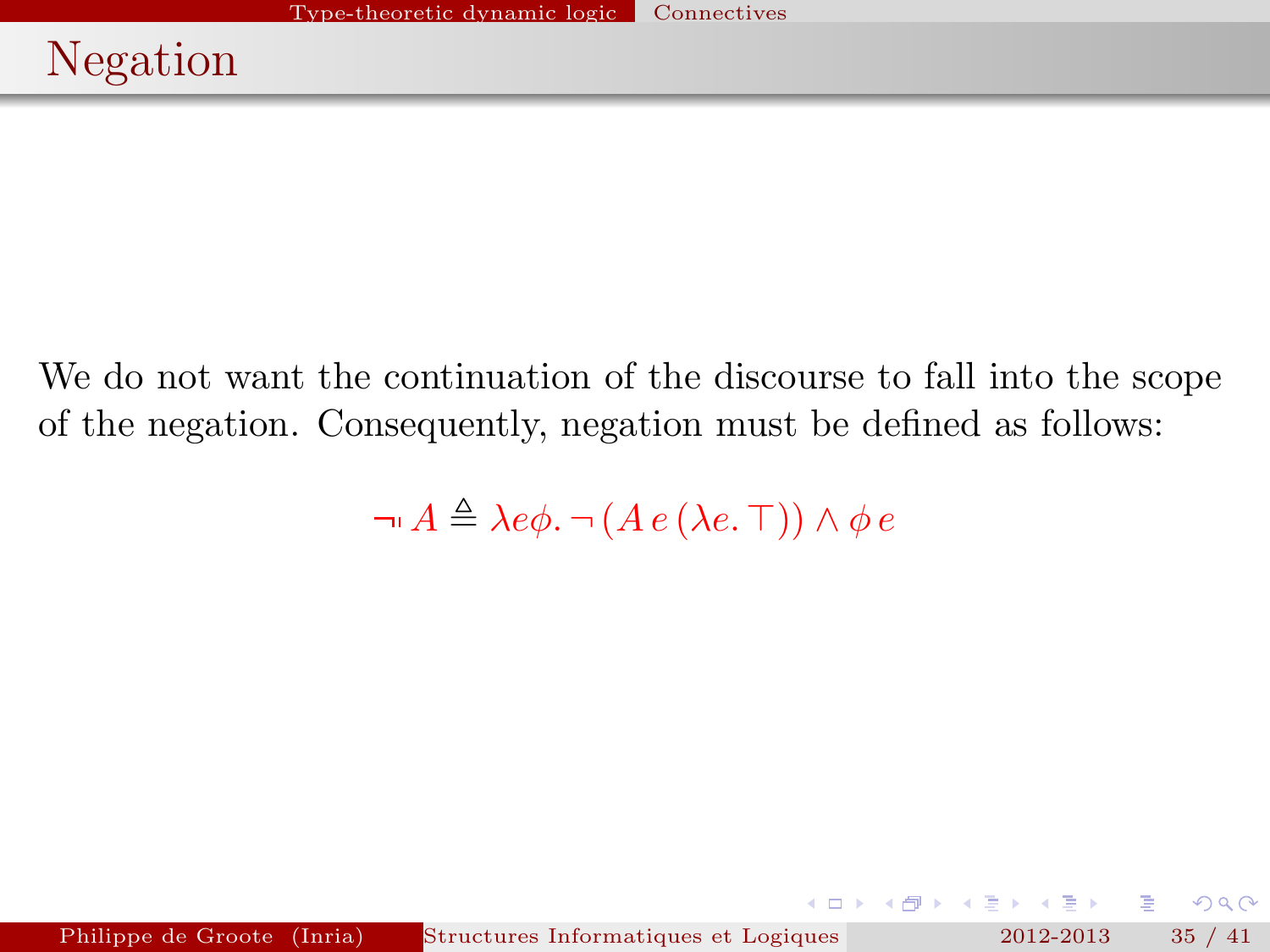# Negation

We do not want the continuation of the discourse to fall into the scope of the negation. Consequently, negation must be defined as follows:

$$\neg\!\shortmid A \triangleq \lambda e\phi.\, \neg\,(A\,e\,(\lambda e.\,\top)) \land \phi\,e$$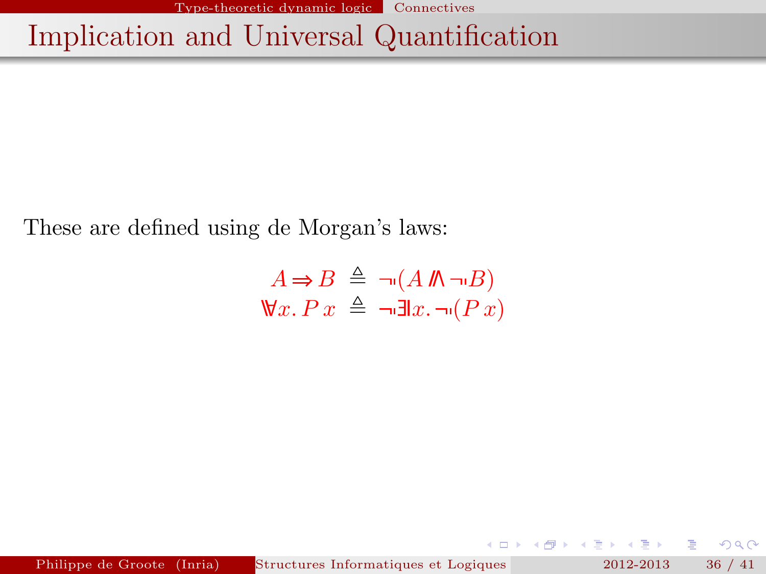# Implication and Universal Quantification

These are defined using de Morgan's laws:

$$
\begin{aligned}
A \Rrightarrow B &\triangleq \neg\!\!\!\!\!\neg(A \mathbin{/\!\!\!\wedge} \neg\!\!\!\!\!\neg B) \\
\forall\!\!\!\forall x.\, P\,x &\triangleq \neg\!\!\!\!\!\neg \exists\!\!\!\exists x.\, \neg\!\!\!\!\!\neg(P\,x)
\end{aligned}
$$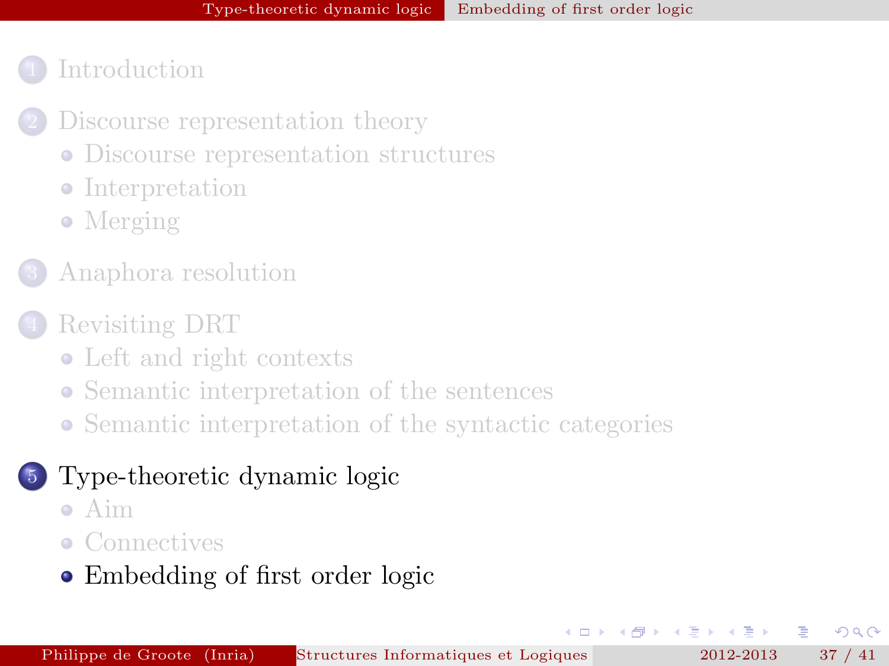1. Introduction

2. Discourse representation theory
   - Discourse representation structures
   - Interpretation
   - Merging

3. Anaphora resolution

4. Revisiting DRT
   - Left and right contexts
   - Semantic interpretation of the sentences
   - Semantic interpretation of the syntactic categories

5. Type-theoretic dynamic logic
   - Aim
   - Connectives
   - Embedding of first order logic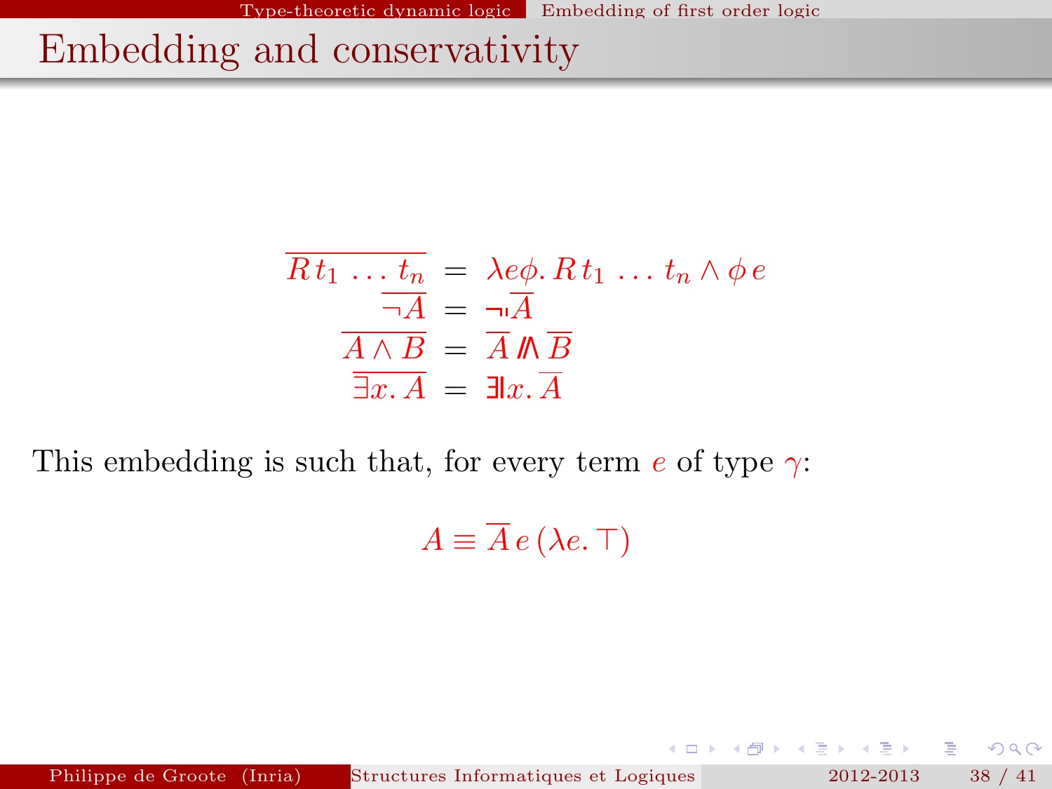## Embedding and conservativity

$$
\begin{aligned}
\overline{R\, t_1 \, \ldots \, t_n} &= \lambda e \phi .\, R\, t_1 \, \ldots \, t_n \wedge \phi\, e \\
\overline{\neg A} &= \neg\!\!\!\!\neg\, \overline{A} \\
\overline{A \wedge B} &= \overline{A} \mathbin{/\!\!\!\wedge} \overline{B} \\
\overline{\exists x .\, A} &= \exists\!\!\!\exists x .\, \overline{A}
\end{aligned}
$$

This embedding is such that, for every term $e$ of type $\gamma$:

$$
A \equiv \overline{A}\, e\, (\lambda e .\, \top)
$$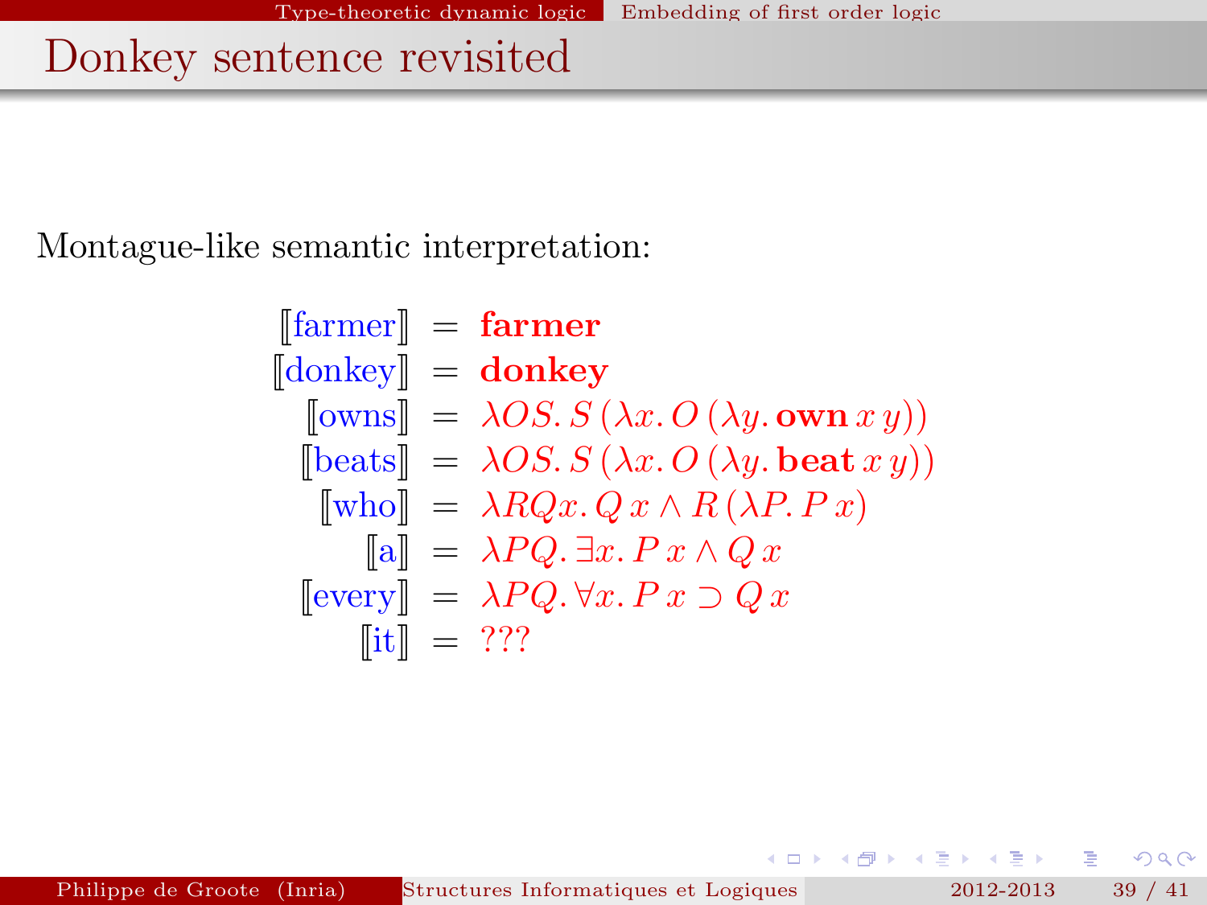# Donkey sentence revisited

Montague-like semantic interpretation:

$$
\begin{aligned}
[\![\text{farmer}]\!] &= \mathbf{farmer} \\
[\![\text{donkey}]\!] &= \mathbf{donkey} \\
[\![\text{owns}]\!] &= \lambda OS.\, S\,(\lambda x.\, O\,(\lambda y.\, \mathbf{own}\, x\, y)) \\
[\![\text{beats}]\!] &= \lambda OS.\, S\,(\lambda x.\, O\,(\lambda y.\, \mathbf{beat}\, x\, y)) \\
[\![\text{who}]\!] &= \lambda RQx.\, Q\, x \wedge R\,(\lambda P.\, P\, x) \\
[\![\text{a}]\!] &= \lambda PQ.\, \exists x.\, P\, x \wedge Q\, x \\
[\![\text{every}]\!] &= \lambda PQ.\, \forall x.\, P\, x \supset Q\, x \\
[\![\text{it}]\!] &= ???
\end{aligned}
$$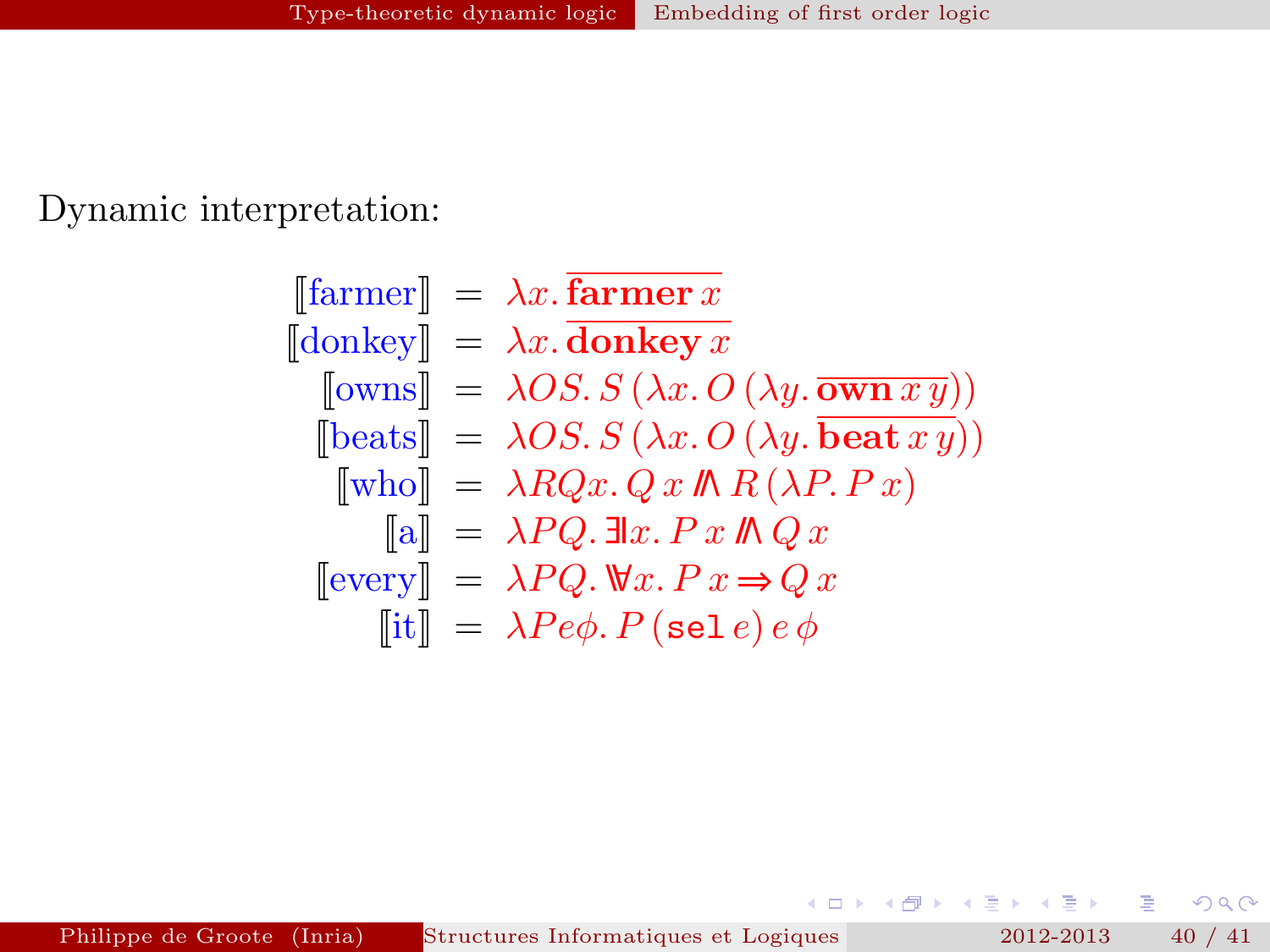Dynamic interpretation:

$$
\begin{array}{rcl}
[\![\text{farmer}]\!] & = & \lambda x.\, \overline{\mathbf{farmer}\, x} \\
[\![\text{donkey}]\!] & = & \lambda x.\, \overline{\mathbf{donkey}\, x} \\
[\![\text{owns}]\!] & = & \lambda O S.\, S\,(\lambda x.\, O\,(\lambda y.\, \overline{\mathbf{own}\, x\, y})) \\
[\![\text{beats}]\!] & = & \lambda O S.\, S\,(\lambda x.\, O\,(\lambda y.\, \overline{\mathbf{beat}\, x\, y})) \\
[\![\text{who}]\!] & = & \lambda R Q x.\, Q\, x \wedge\!\!\!\wedge R\,(\lambda P.\, P\, x) \\
[\![\text{a}]\!] & = & \lambda P Q.\, \exists\!\!\exists x.\, P\, x \wedge\!\!\!\wedge Q\, x \\
[\![\text{every}]\!] & = & \lambda P Q.\, \forall\!\!\forall x.\, P\, x \Rightarrow\!\!\!\Rightarrow Q\, x \\
[\![\text{it}]\!] & = & \lambda P e \phi.\, P\,(\mathtt{sel}\, e)\, e\, \phi
\end{array}
$$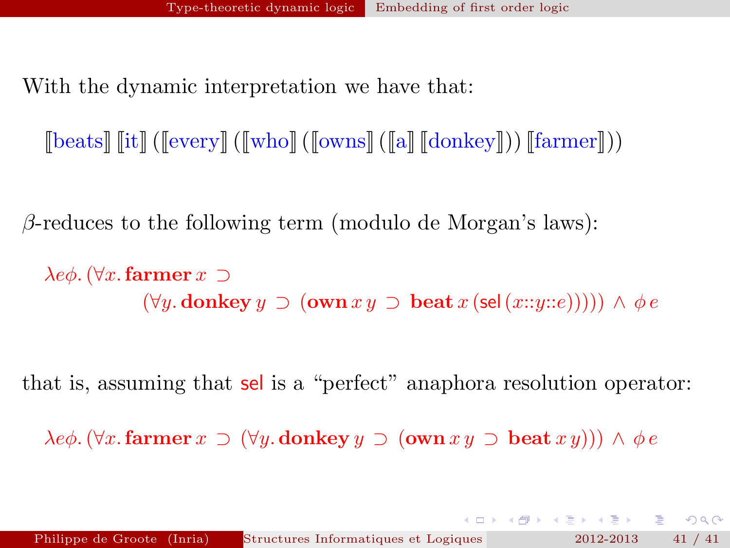With the dynamic interpretation we have that:

$$[\![\text{beats}]\!]\, [\![\text{it}]\!]\, ([\![\text{every}]\!]\, ([\![\text{who}]\!]\, ([\![\text{owns}]\!]\, ([\![\text{a}]\!]\, [\![\text{donkey}]\!]))\, [\![\text{farmer}]\!]))$$

$\beta$-reduces to the following term (modulo de Morgan's laws):

$$\lambda e\phi. (\forall x. \mathbf{farmer}\, x \supset (\forall y. \mathbf{donkey}\, y \supset (\mathbf{own}\, x\, y \supset \mathbf{beat}\, x\, (\mathsf{sel}\, (x{::}y{::}e))))) \wedge \phi\, e$$

that is, assuming that $\mathsf{sel}$ is a "perfect" anaphora resolution operator:

$$\lambda e\phi. (\forall x. \mathbf{farmer}\, x \supset (\forall y. \mathbf{donkey}\, y \supset (\mathbf{own}\, x\, y \supset \mathbf{beat}\, x\, y))) \wedge \phi\, e$$